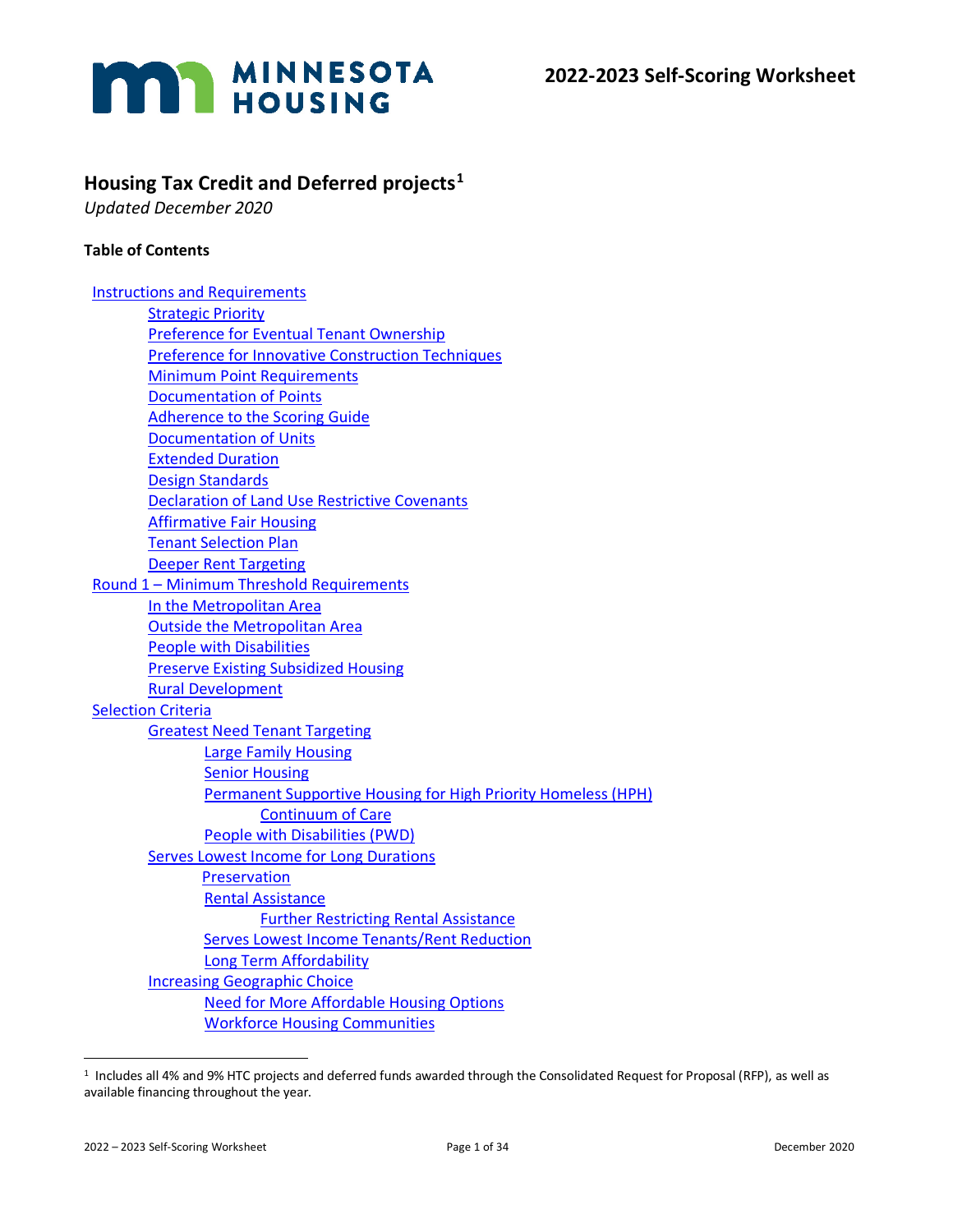MINNESOTA HOUSING

# 2022-2023 Self-Scoring Worksheet

## Housing Tax Credit and Deferred projects[1]

*Updated December 2020*

**Table of Contents**

- Instructions and Requirements
  - Strategic Priority
  - Preference for Eventual Tenant Ownership
  - Preference for Innovative Construction Techniques
  - Minimum Point Requirements
  - Documentation of Points
  - Adherence to the Scoring Guide
  - Documentation of Units
  - Extended Duration
  - Design Standards
  - Declaration of Land Use Restrictive Covenants
  - Affirmative Fair Housing
  - Tenant Selection Plan
  - Deeper Rent Targeting
- Round 1 – Minimum Threshold Requirements
  - In the Metropolitan Area
  - Outside the Metropolitan Area
  - People with Disabilities
  - Preserve Existing Subsidized Housing
  - Rural Development
- Selection Criteria
  - Greatest Need Tenant Targeting
    - Large Family Housing
    - Senior Housing
    - Permanent Supportive Housing for High Priority Homeless (HPH)
      - Continuum of Care
    - People with Disabilities (PWD)
  - Serves Lowest Income for Long Durations
    - Preservation
    - Rental Assistance
      - Further Restricting Rental Assistance
    - Serves Lowest Income Tenants/Rent Reduction
    - Long Term Affordability
  - Increasing Geographic Choice
    - Need for More Affordable Housing Options
    - Workforce Housing Communities

[1] Includes all 4% and 9% HTC projects and deferred funds awarded through the Consolidated Request for Proposal (RFP), as well as available financing throughout the year.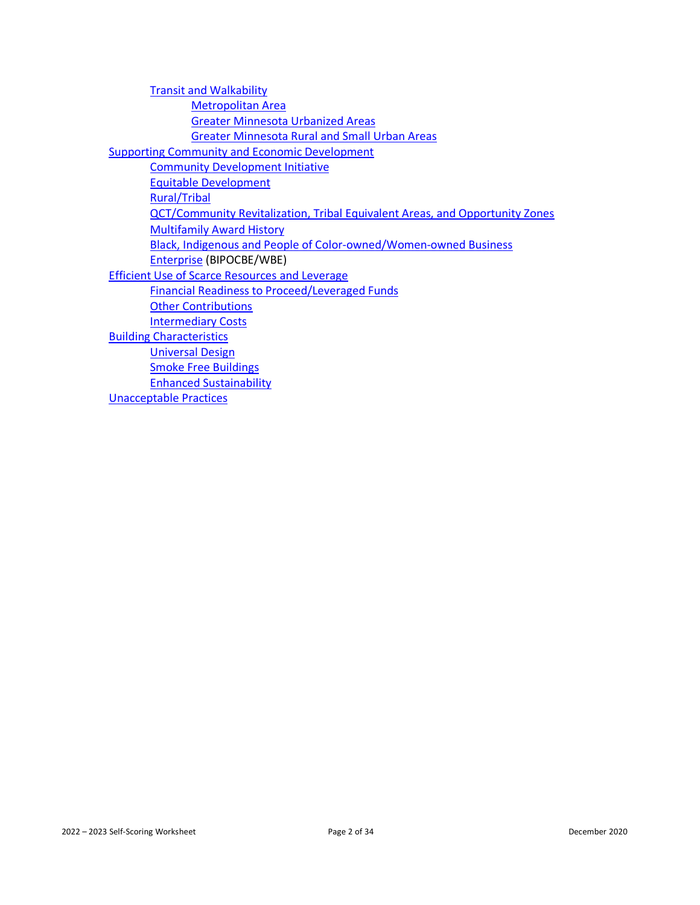- Transit and Walkability
    - Metropolitan Area
    - Greater Minnesota Urbanized Areas
    - Greater Minnesota Rural and Small Urban Areas
- Supporting Community and Economic Development
    - Community Development Initiative
    - Equitable Development
    - Rural/Tribal
    - QCT/Community Revitalization, Tribal Equivalent Areas, and Opportunity Zones
    - Multifamily Award History
    - Black, Indigenous and People of Color-owned/Women-owned Business Enterprise (BIPOCBE/WBE)
- Efficient Use of Scarce Resources and Leverage
    - Financial Readiness to Proceed/Leveraged Funds
    - Other Contributions
    - Intermediary Costs
- Building Characteristics
    - Universal Design
    - Smoke Free Buildings
    - Enhanced Sustainability
- Unacceptable Practices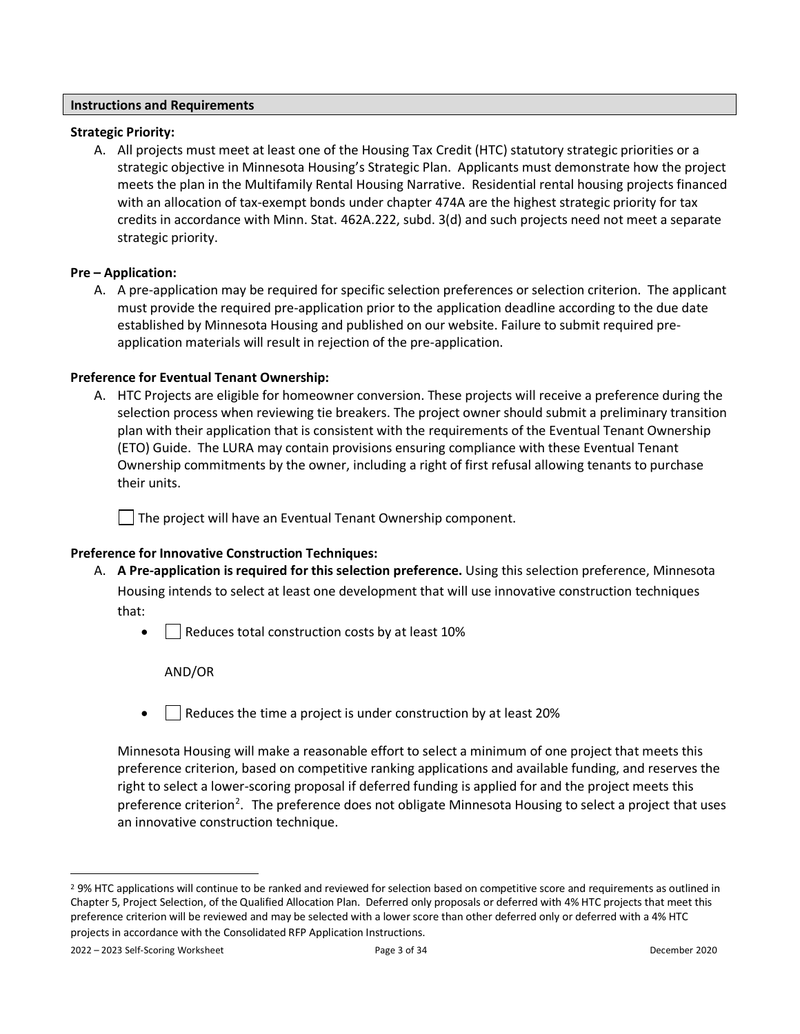## Instructions and Requirements

**Strategic Priority:**

A. All projects must meet at least one of the Housing Tax Credit (HTC) statutory strategic priorities or a strategic objective in Minnesota Housing's Strategic Plan. Applicants must demonstrate how the project meets the plan in the Multifamily Rental Housing Narrative. Residential rental housing projects financed with an allocation of tax-exempt bonds under chapter 474A are the highest strategic priority for tax credits in accordance with Minn. Stat. 462A.222, subd. 3(d) and such projects need not meet a separate strategic priority.

**Pre – Application:**

A. A pre-application may be required for specific selection preferences or selection criterion. The applicant must provide the required pre-application prior to the application deadline according to the due date established by Minnesota Housing and published on our website. Failure to submit required pre-application materials will result in rejection of the pre-application.

**Preference for Eventual Tenant Ownership:**

A. HTC Projects are eligible for homeowner conversion. These projects will receive a preference during the selection process when reviewing tie breakers. The project owner should submit a preliminary transition plan with their application that is consistent with the requirements of the Eventual Tenant Ownership (ETO) Guide. The LURA may contain provisions ensuring compliance with these Eventual Tenant Ownership commitments by the owner, including a right of first refusal allowing tenants to purchase their units.

☐ The project will have an Eventual Tenant Ownership component.

**Preference for Innovative Construction Techniques:**

A. **A Pre-application is required for this selection preference.** Using this selection preference, Minnesota Housing intends to select at least one development that will use innovative construction techniques that:

- ☐ Reduces total construction costs by at least 10%

  AND/OR

- ☐ Reduces the time a project is under construction by at least 20%

Minnesota Housing will make a reasonable effort to select a minimum of one project that meets this preference criterion, based on competitive ranking applications and available funding, and reserves the right to select a lower-scoring proposal if deferred funding is applied for and the project meets this preference criterion[2]. The preference does not obligate Minnesota Housing to select a project that uses an innovative construction technique.

---

[2] 9% HTC applications will continue to be ranked and reviewed for selection based on competitive score and requirements as outlined in Chapter 5, Project Selection, of the Qualified Allocation Plan. Deferred only proposals or deferred with 4% HTC projects that meet this preference criterion will be reviewed and may be selected with a lower score than other deferred only or deferred with a 4% HTC projects in accordance with the Consolidated RFP Application Instructions.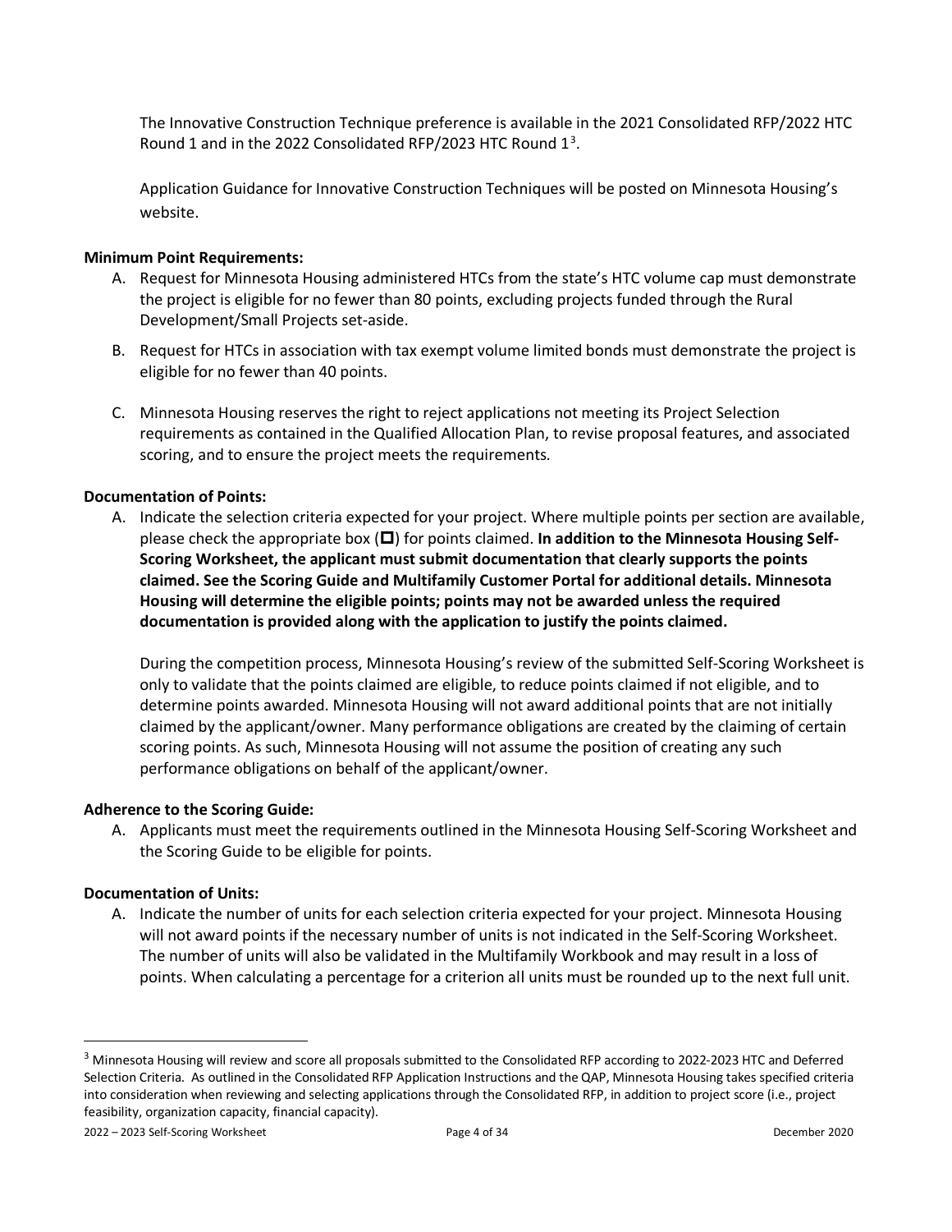The Innovative Construction Technique preference is available in the 2021 Consolidated RFP/2022 HTC Round 1 and in the 2022 Consolidated RFP/2023 HTC Round 1[3].

Application Guidance for Innovative Construction Techniques will be posted on Minnesota Housing's website.

**Minimum Point Requirements:**

A. Request for Minnesota Housing administered HTCs from the state's HTC volume cap must demonstrate the project is eligible for no fewer than 80 points, excluding projects funded through the Rural Development/Small Projects set-aside.

B. Request for HTCs in association with tax exempt volume limited bonds must demonstrate the project is eligible for no fewer than 40 points.

C. Minnesota Housing reserves the right to reject applications not meeting its Project Selection requirements as contained in the Qualified Allocation Plan, to revise proposal features, and associated scoring, and to ensure the project meets the requirements.

**Documentation of Points:**

A. Indicate the selection criteria expected for your project. Where multiple points per section are available, please check the appropriate box (☐) for points claimed. **In addition to the Minnesota Housing Self-Scoring Worksheet, the applicant must submit documentation that clearly supports the points claimed. See the Scoring Guide and Multifamily Customer Portal for additional details. Minnesota Housing will determine the eligible points; points may not be awarded unless the required documentation is provided along with the application to justify the points claimed.**

During the competition process, Minnesota Housing's review of the submitted Self-Scoring Worksheet is only to validate that the points claimed are eligible, to reduce points claimed if not eligible, and to determine points awarded. Minnesota Housing will not award additional points that are not initially claimed by the applicant/owner. Many performance obligations are created by the claiming of certain scoring points. As such, Minnesota Housing will not assume the position of creating any such performance obligations on behalf of the applicant/owner.

**Adherence to the Scoring Guide:**

A. Applicants must meet the requirements outlined in the Minnesota Housing Self-Scoring Worksheet and the Scoring Guide to be eligible for points.

**Documentation of Units:**

A. Indicate the number of units for each selection criteria expected for your project. Minnesota Housing will not award points if the necessary number of units is not indicated in the Self-Scoring Worksheet. The number of units will also be validated in the Multifamily Workbook and may result in a loss of points. When calculating a percentage for a criterion all units must be rounded up to the next full unit.

---

[3] Minnesota Housing will review and score all proposals submitted to the Consolidated RFP according to 2022-2023 HTC and Deferred Selection Criteria. As outlined in the Consolidated RFP Application Instructions and the QAP, Minnesota Housing takes specified criteria into consideration when reviewing and selecting applications through the Consolidated RFP, in addition to project score (i.e., project feasibility, organization capacity, financial capacity).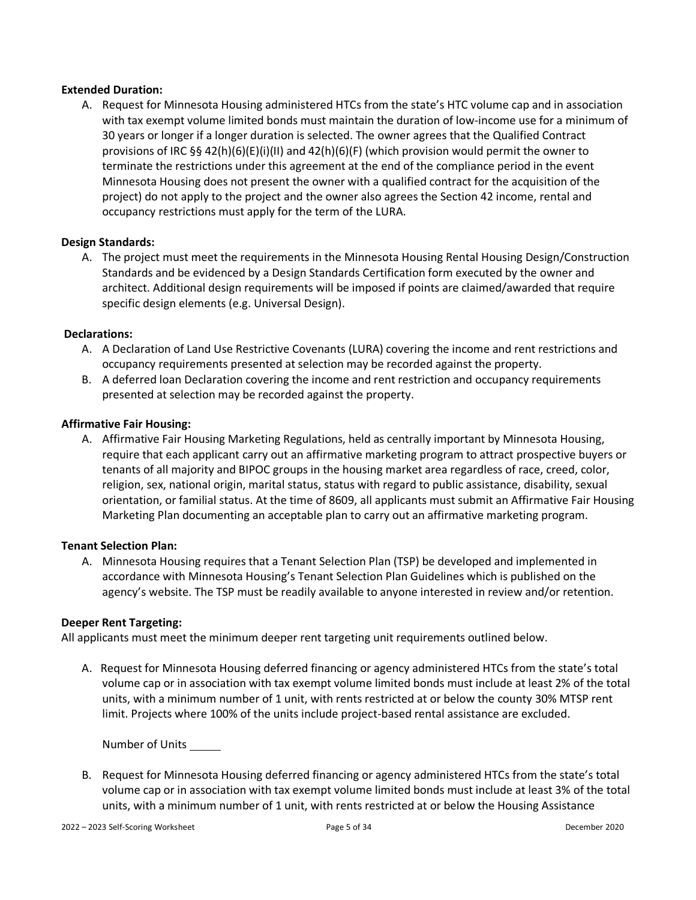**Extended Duration:**

A. Request for Minnesota Housing administered HTCs from the state's HTC volume cap and in association with tax exempt volume limited bonds must maintain the duration of low-income use for a minimum of 30 years or longer if a longer duration is selected. The owner agrees that the Qualified Contract provisions of IRC §§ 42(h)(6)(E)(i)(II) and 42(h)(6)(F) (which provision would permit the owner to terminate the restrictions under this agreement at the end of the compliance period in the event Minnesota Housing does not present the owner with a qualified contract for the acquisition of the project) do not apply to the project and the owner also agrees the Section 42 income, rental and occupancy restrictions must apply for the term of the LURA.

**Design Standards:**

A. The project must meet the requirements in the Minnesota Housing Rental Housing Design/Construction Standards and be evidenced by a Design Standards Certification form executed by the owner and architect. Additional design requirements will be imposed if points are claimed/awarded that require specific design elements (e.g. Universal Design).

**Declarations:**

A. A Declaration of Land Use Restrictive Covenants (LURA) covering the income and rent restrictions and occupancy requirements presented at selection may be recorded against the property.
B. A deferred loan Declaration covering the income and rent restriction and occupancy requirements presented at selection may be recorded against the property.

**Affirmative Fair Housing:**

A. Affirmative Fair Housing Marketing Regulations, held as centrally important by Minnesota Housing, require that each applicant carry out an affirmative marketing program to attract prospective buyers or tenants of all majority and BIPOC groups in the housing market area regardless of race, creed, color, religion, sex, national origin, marital status, status with regard to public assistance, disability, sexual orientation, or familial status. At the time of 8609, all applicants must submit an Affirmative Fair Housing Marketing Plan documenting an acceptable plan to carry out an affirmative marketing program.

**Tenant Selection Plan:**

A. Minnesota Housing requires that a Tenant Selection Plan (TSP) be developed and implemented in accordance with Minnesota Housing's Tenant Selection Plan Guidelines which is published on the agency's website. The TSP must be readily available to anyone interested in review and/or retention.

**Deeper Rent Targeting:**

All applicants must meet the minimum deeper rent targeting unit requirements outlined below.

A. Request for Minnesota Housing deferred financing or agency administered HTCs from the state's total volume cap or in association with tax exempt volume limited bonds must include at least 2% of the total units, with a minimum number of 1 unit, with rents restricted at or below the county 30% MTSP rent limit. Projects where 100% of the units include project-based rental assistance are excluded.

   Number of Units _____

B. Request for Minnesota Housing deferred financing or agency administered HTCs from the state's total volume cap or in association with tax exempt volume limited bonds must include at least 3% of the total units, with a minimum number of 1 unit, with rents restricted at or below the Housing Assistance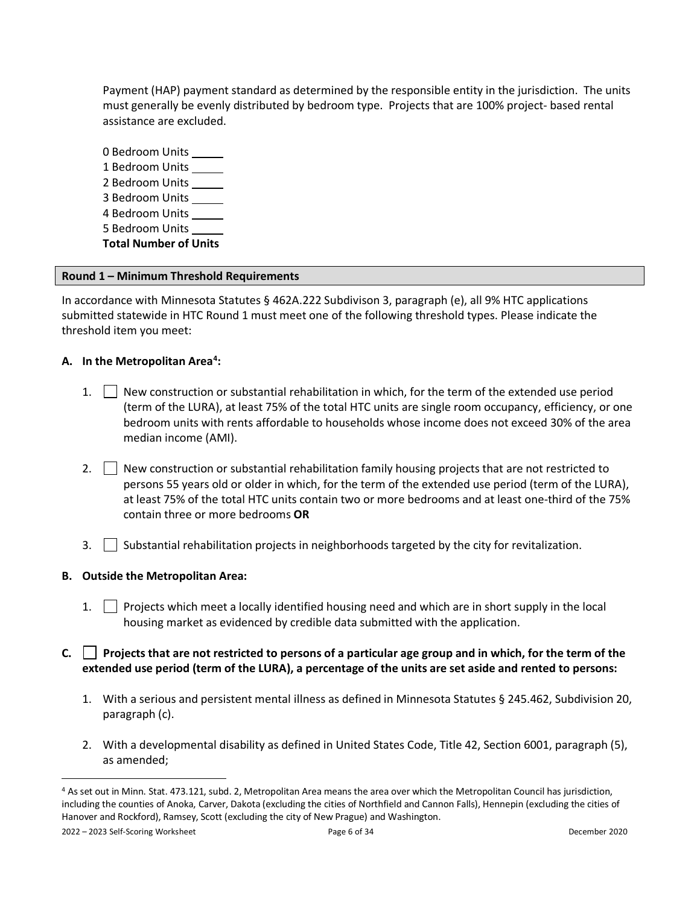Payment (HAP) payment standard as determined by the responsible entity in the jurisdiction. The units must generally be evenly distributed by bedroom type. Projects that are 100% project- based rental assistance are excluded.

0 Bedroom Units _____
1 Bedroom Units _____
2 Bedroom Units _____
3 Bedroom Units _____
4 Bedroom Units _____
5 Bedroom Units _____
**Total Number of Units**

## Round 1 – Minimum Threshold Requirements

In accordance with Minnesota Statutes § 462A.222 Subdivison 3, paragraph (e), all 9% HTC applications submitted statewide in HTC Round 1 must meet one of the following threshold types. Please indicate the threshold item you meet:

**A. In the Metropolitan Area[4]:**

1. ☐ New construction or substantial rehabilitation in which, for the term of the extended use period (term of the LURA), at least 75% of the total HTC units are single room occupancy, efficiency, or one bedroom units with rents affordable to households whose income does not exceed 30% of the area median income (AMI).

2. ☐ New construction or substantial rehabilitation family housing projects that are not restricted to persons 55 years old or older in which, for the term of the extended use period (term of the LURA), at least 75% of the total HTC units contain two or more bedrooms and at least one-third of the 75% contain three or more bedrooms **OR**

3. ☐ Substantial rehabilitation projects in neighborhoods targeted by the city for revitalization.

**B. Outside the Metropolitan Area:**

1. ☐ Projects which meet a locally identified housing need and which are in short supply in the local housing market as evidenced by credible data submitted with the application.

**C. ☐ Projects that are not restricted to persons of a particular age group and in which, for the term of the extended use period (term of the LURA), a percentage of the units are set aside and rented to persons:**

1. With a serious and persistent mental illness as defined in Minnesota Statutes § 245.462, Subdivision 20, paragraph (c).

2. With a developmental disability as defined in United States Code, Title 42, Section 6001, paragraph (5), as amended;

---

[4] As set out in Minn. Stat. 473.121, subd. 2, Metropolitan Area means the area over which the Metropolitan Council has jurisdiction, including the counties of Anoka, Carver, Dakota (excluding the cities of Northfield and Cannon Falls), Hennepin (excluding the cities of Hanover and Rockford), Ramsey, Scott (excluding the city of New Prague) and Washington.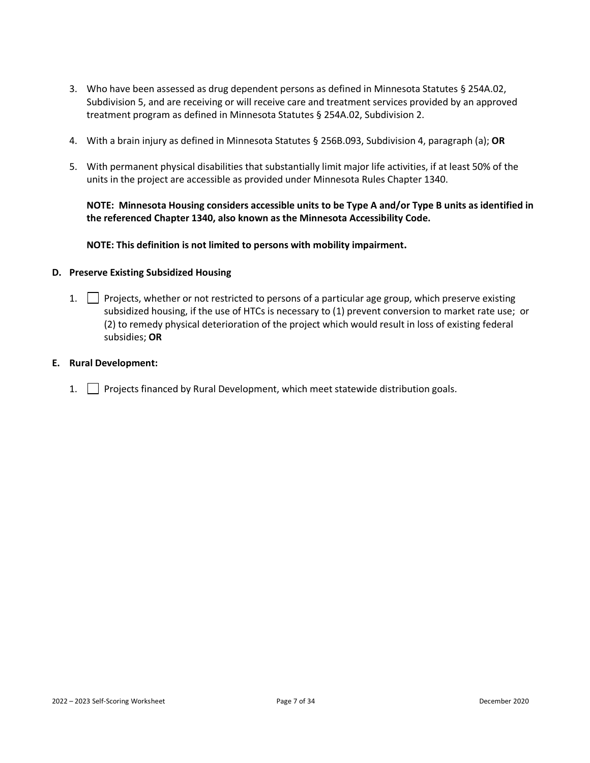3. Who have been assessed as drug dependent persons as defined in Minnesota Statutes § 254A.02, Subdivision 5, and are receiving or will receive care and treatment services provided by an approved treatment program as defined in Minnesota Statutes § 254A.02, Subdivision 2.

4. With a brain injury as defined in Minnesota Statutes § 256B.093, Subdivision 4, paragraph (a); **OR**

5. With permanent physical disabilities that substantially limit major life activities, if at least 50% of the units in the project are accessible as provided under Minnesota Rules Chapter 1340.

   **NOTE: Minnesota Housing considers accessible units to be Type A and/or Type B units as identified in the referenced Chapter 1340, also known as the Minnesota Accessibility Code.**

   **NOTE: This definition is not limited to persons with mobility impairment.**

**D. Preserve Existing Subsidized Housing**

1. ☐ Projects, whether or not restricted to persons of a particular age group, which preserve existing subsidized housing, if the use of HTCs is necessary to (1) prevent conversion to market rate use; or (2) to remedy physical deterioration of the project which would result in loss of existing federal subsidies; **OR**

**E. Rural Development:**

1. ☐ Projects financed by Rural Development, which meet statewide distribution goals.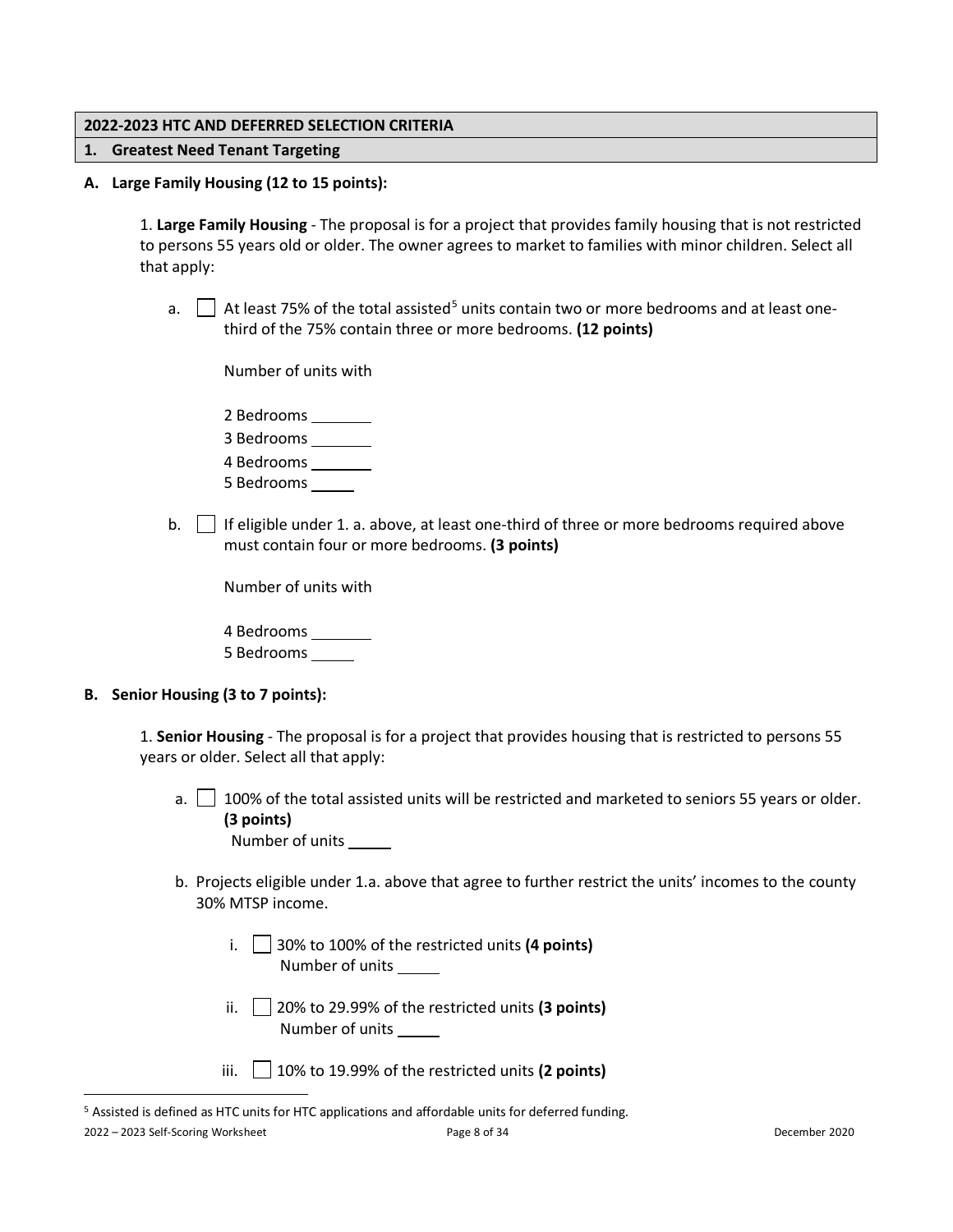## 2022-2023 HTC AND DEFERRED SELECTION CRITERIA

### 1. Greatest Need Tenant Targeting

**A. Large Family Housing (12 to 15 points):**

1. **Large Family Housing** - The proposal is for a project that provides family housing that is not restricted to persons 55 years old or older. The owner agrees to market to families with minor children. Select all that apply:

a. ☐ At least 75% of the total assisted[5] units contain two or more bedrooms and at least one-third of the 75% contain three or more bedrooms. **(12 points)**

Number of units with

2 Bedrooms ________
3 Bedrooms ________
4 Bedrooms ________
5 Bedrooms _____

b. ☐ If eligible under 1. a. above, at least one-third of three or more bedrooms required above must contain four or more bedrooms. **(3 points)**

Number of units with

4 Bedrooms ________
5 Bedrooms _____

**B. Senior Housing (3 to 7 points):**

1. **Senior Housing** - The proposal is for a project that provides housing that is restricted to persons 55 years or older. Select all that apply:

a. ☐ 100% of the total assisted units will be restricted and marketed to seniors 55 years or older. **(3 points)**
Number of units _____

b. Projects eligible under 1.a. above that agree to further restrict the units' incomes to the county 30% MTSP income.

i. ☐ 30% to 100% of the restricted units **(4 points)**
Number of units _____

ii. ☐ 20% to 29.99% of the restricted units **(3 points)**
Number of units _____

iii. ☐ 10% to 19.99% of the restricted units **(2 points)**

---

[5] Assisted is defined as HTC units for HTC applications and affordable units for deferred funding.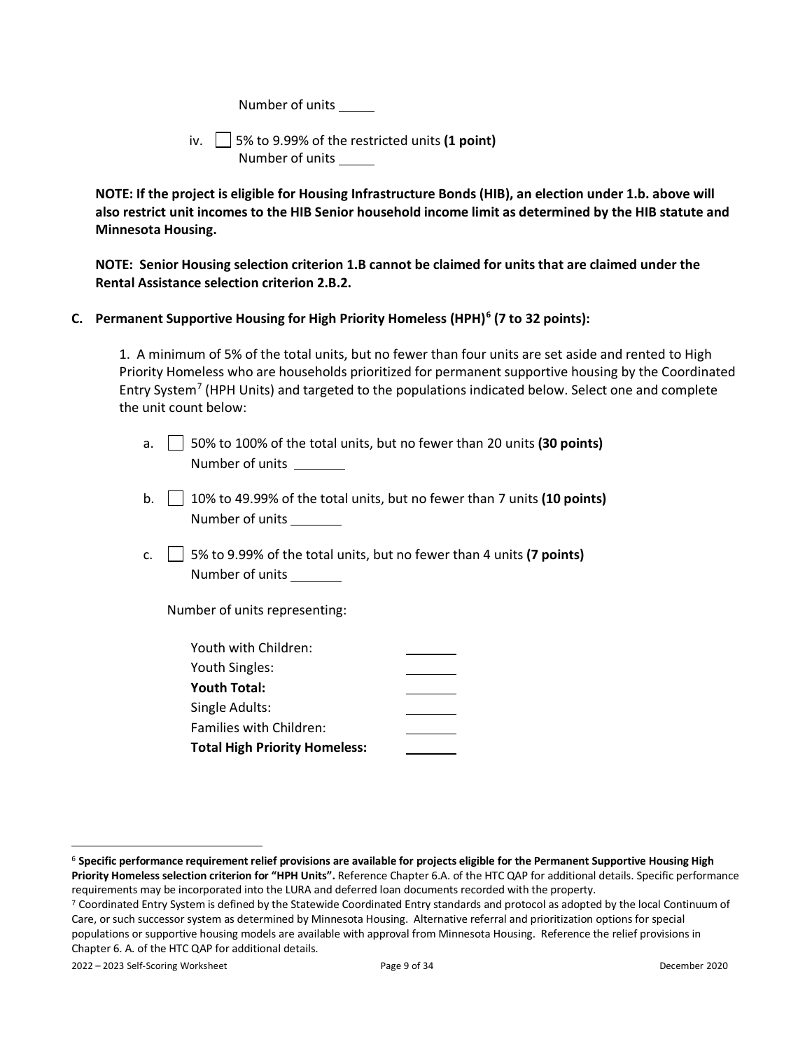Number of units _____

iv. ☐ 5% to 9.99% of the restricted units **(1 point)**
Number of units _____

**NOTE: If the project is eligible for Housing Infrastructure Bonds (HIB), an election under 1.b. above will also restrict unit incomes to the HIB Senior household income limit as determined by the HIB statute and Minnesota Housing.**

**NOTE: Senior Housing selection criterion 1.B cannot be claimed for units that are claimed under the Rental Assistance selection criterion 2.B.2.**

**C. Permanent Supportive Housing for High Priority Homeless (HPH)[6] (7 to 32 points):**

1. A minimum of 5% of the total units, but no fewer than four units are set aside and rented to High Priority Homeless who are households prioritized for permanent supportive housing by the Coordinated Entry System[7] (HPH Units) and targeted to the populations indicated below. Select one and complete the unit count below:

a. ☐ 50% to 100% of the total units, but no fewer than 20 units **(30 points)**
Number of units _______

b. ☐ 10% to 49.99% of the total units, but no fewer than 7 units **(10 points)**
Number of units _______

c. ☐ 5% to 9.99% of the total units, but no fewer than 4 units **(7 points)**
Number of units _______

Number of units representing:

| | |
|---|---|
| Youth with Children: | _______ |
| Youth Singles: | _______ |
| **Youth Total:** | _______ |
| Single Adults: | _______ |
| Families with Children: | _______ |
| **Total High Priority Homeless:** | _______ |

[6] **Specific performance requirement relief provisions are available for projects eligible for the Permanent Supportive Housing High Priority Homeless selection criterion for "HPH Units".** Reference Chapter 6.A. of the HTC QAP for additional details. Specific performance requirements may be incorporated into the LURA and deferred loan documents recorded with the property.

[7] Coordinated Entry System is defined by the Statewide Coordinated Entry standards and protocol as adopted by the local Continuum of Care, or such successor system as determined by Minnesota Housing. Alternative referral and prioritization options for special populations or supportive housing models are available with approval from Minnesota Housing. Reference the relief provisions in Chapter 6. A. of the HTC QAP for additional details.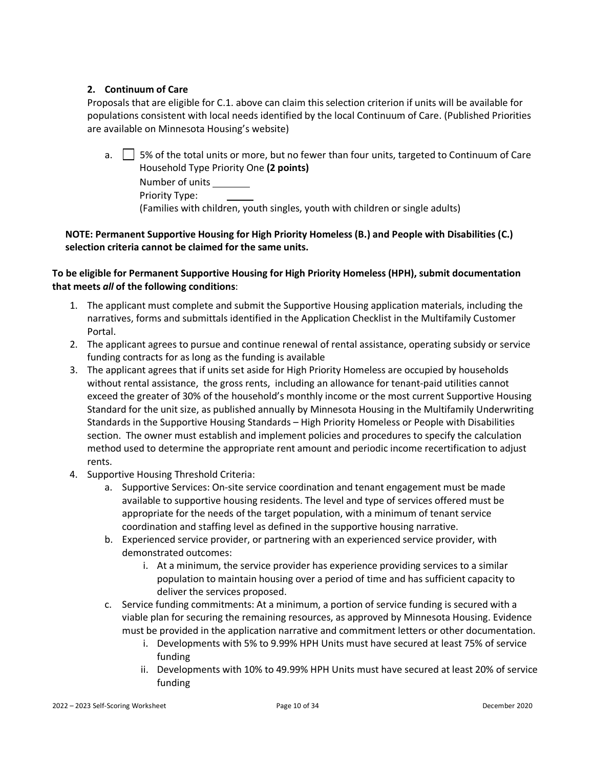### 2. Continuum of Care

Proposals that are eligible for C.1. above can claim this selection criterion if units will be available for populations consistent with local needs identified by the local Continuum of Care. (Published Priorities are available on Minnesota Housing's website)

a. ☐ 5% of the total units or more, but no fewer than four units, targeted to Continuum of Care Household Type Priority One **(2 points)**
   Number of units ________
   Priority Type: ______
   (Families with children, youth singles, youth with children or single adults)

**NOTE: Permanent Supportive Housing for High Priority Homeless (B.) and People with Disabilities (C.) selection criteria cannot be claimed for the same units.**

**To be eligible for Permanent Supportive Housing for High Priority Homeless (HPH), submit documentation that meets *all* of the following conditions**:

1. The applicant must complete and submit the Supportive Housing application materials, including the narratives, forms and submittals identified in the Application Checklist in the Multifamily Customer Portal.
2. The applicant agrees to pursue and continue renewal of rental assistance, operating subsidy or service funding contracts for as long as the funding is available
3. The applicant agrees that if units set aside for High Priority Homeless are occupied by households without rental assistance, the gross rents, including an allowance for tenant-paid utilities cannot exceed the greater of 30% of the household's monthly income or the most current Supportive Housing Standard for the unit size, as published annually by Minnesota Housing in the Multifamily Underwriting Standards in the Supportive Housing Standards – High Priority Homeless or People with Disabilities section. The owner must establish and implement policies and procedures to specify the calculation method used to determine the appropriate rent amount and periodic income recertification to adjust rents.
4. Supportive Housing Threshold Criteria:
   a. Supportive Services: On-site service coordination and tenant engagement must be made available to supportive housing residents. The level and type of services offered must be appropriate for the needs of the target population, with a minimum of tenant service coordination and staffing level as defined in the supportive housing narrative.
   b. Experienced service provider, or partnering with an experienced service provider, with demonstrated outcomes:
      i. At a minimum, the service provider has experience providing services to a similar population to maintain housing over a period of time and has sufficient capacity to deliver the services proposed.
   c. Service funding commitments: At a minimum, a portion of service funding is secured with a viable plan for securing the remaining resources, as approved by Minnesota Housing. Evidence must be provided in the application narrative and commitment letters or other documentation.
      i. Developments with 5% to 9.99% HPH Units must have secured at least 75% of service funding
      ii. Developments with 10% to 49.99% HPH Units must have secured at least 20% of service funding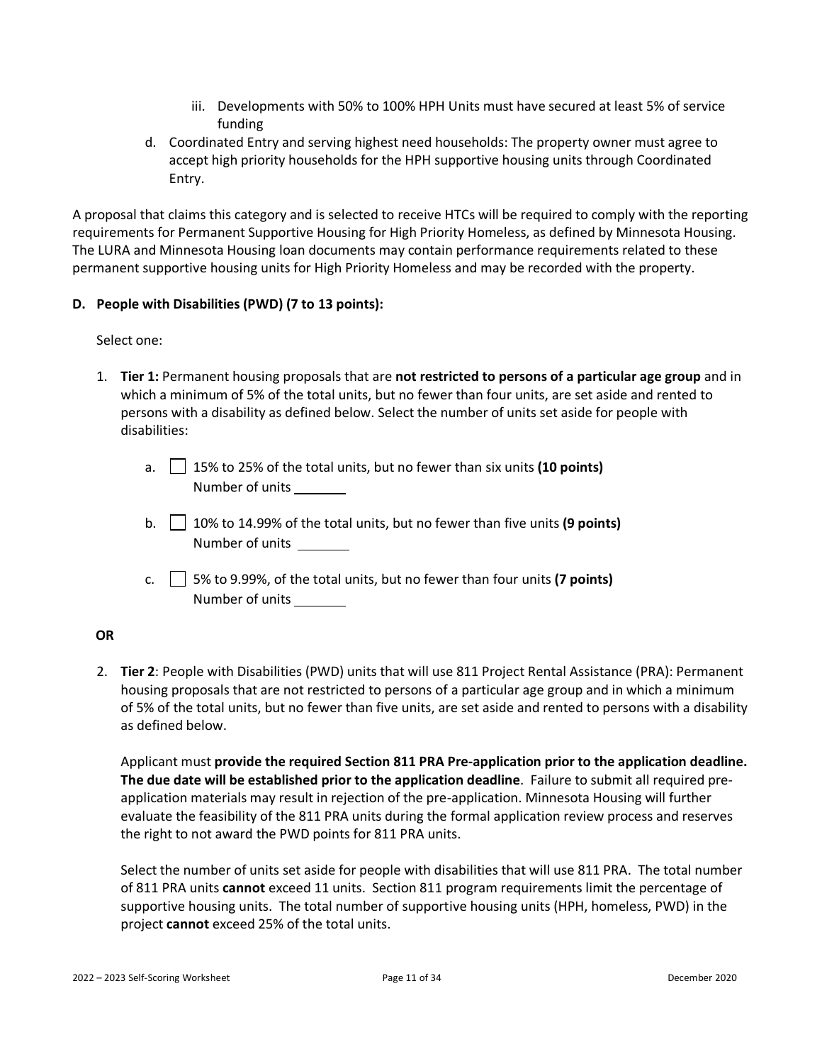iii. Developments with 50% to 100% HPH Units must have secured at least 5% of service funding

d. Coordinated Entry and serving highest need households: The property owner must agree to accept high priority households for the HPH supportive housing units through Coordinated Entry.

A proposal that claims this category and is selected to receive HTCs will be required to comply with the reporting requirements for Permanent Supportive Housing for High Priority Homeless, as defined by Minnesota Housing. The LURA and Minnesota Housing loan documents may contain performance requirements related to these permanent supportive housing units for High Priority Homeless and may be recorded with the property.

**D. People with Disabilities (PWD) (7 to 13 points):**

Select one:

1. **Tier 1:** Permanent housing proposals that are **not restricted to persons of a particular age group** and in which a minimum of 5% of the total units, but no fewer than four units, are set aside and rented to persons with a disability as defined below. Select the number of units set aside for people with disabilities:

   a. ☐ 15% to 25% of the total units, but no fewer than six units **(10 points)**
   Number of units ________

   b. ☐ 10% to 14.99% of the total units, but no fewer than five units **(9 points)**
   Number of units ________

   c. ☐ 5% to 9.99%, of the total units, but no fewer than four units **(7 points)**
   Number of units ________

**OR**

2. **Tier 2**: People with Disabilities (PWD) units that will use 811 Project Rental Assistance (PRA): Permanent housing proposals that are not restricted to persons of a particular age group and in which a minimum of 5% of the total units, but no fewer than five units, are set aside and rented to persons with a disability as defined below.

   Applicant must **provide the required Section 811 PRA Pre-application prior to the application deadline. The due date will be established prior to the application deadline**. Failure to submit all required pre-application materials may result in rejection of the pre-application. Minnesota Housing will further evaluate the feasibility of the 811 PRA units during the formal application review process and reserves the right to not award the PWD points for 811 PRA units.

   Select the number of units set aside for people with disabilities that will use 811 PRA. The total number of 811 PRA units **cannot** exceed 11 units. Section 811 program requirements limit the percentage of supportive housing units. The total number of supportive housing units (HPH, homeless, PWD) in the project **cannot** exceed 25% of the total units.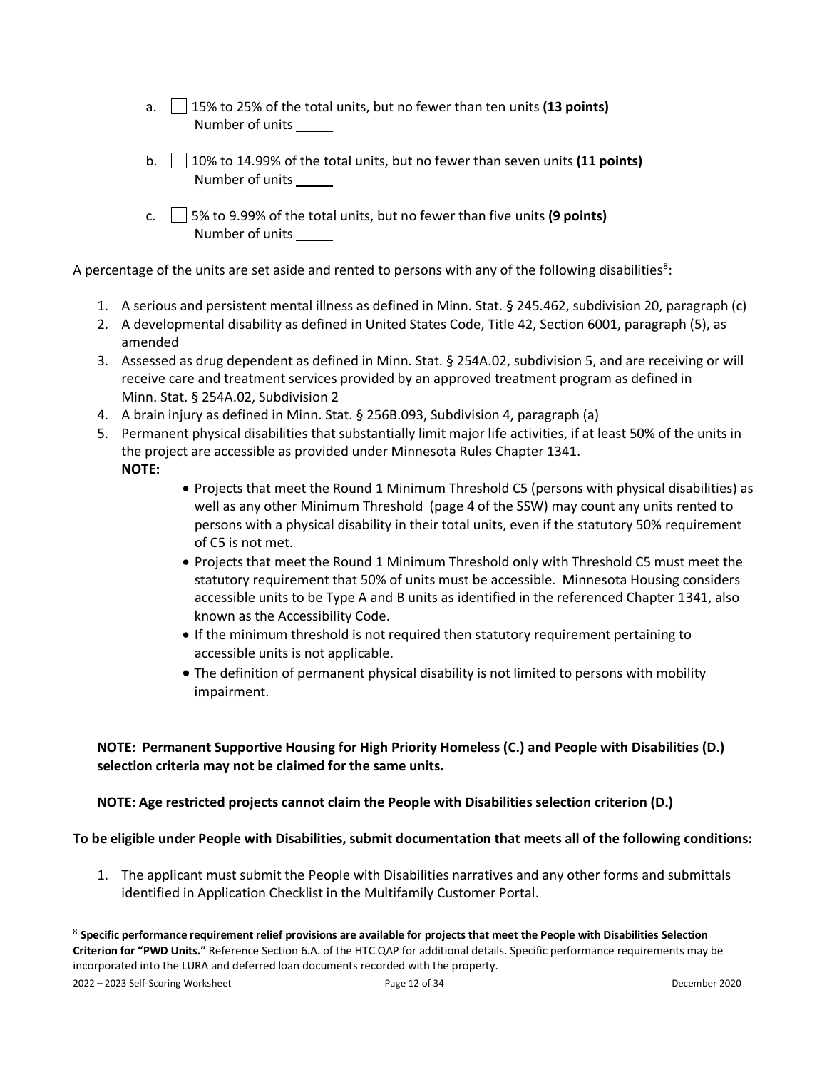a. ☐ 15% to 25% of the total units, but no fewer than ten units **(13 points)**
   Number of units _____

b. ☐ 10% to 14.99% of the total units, but no fewer than seven units **(11 points)**
   Number of units _____

c. ☐ 5% to 9.99% of the total units, but no fewer than five units **(9 points)**
   Number of units _____

A percentage of the units are set aside and rented to persons with any of the following disabilities[8]:

1. A serious and persistent mental illness as defined in Minn. Stat. § 245.462, subdivision 20, paragraph (c)
2. A developmental disability as defined in United States Code, Title 42, Section 6001, paragraph (5), as amended
3. Assessed as drug dependent as defined in Minn. Stat. § 254A.02, subdivision 5, and are receiving or will receive care and treatment services provided by an approved treatment program as defined in Minn. Stat. § 254A.02, Subdivision 2
4. A brain injury as defined in Minn. Stat. § 256B.093, Subdivision 4, paragraph (a)
5. Permanent physical disabilities that substantially limit major life activities, if at least 50% of the units in the project are accessible as provided under Minnesota Rules Chapter 1341.
   **NOTE:**
   - Projects that meet the Round 1 Minimum Threshold C5 (persons with physical disabilities) as well as any other Minimum Threshold (page 4 of the SSW) may count any units rented to persons with a physical disability in their total units, even if the statutory 50% requirement of C5 is not met.
   - Projects that meet the Round 1 Minimum Threshold only with Threshold C5 must meet the statutory requirement that 50% of units must be accessible. Minnesota Housing considers accessible units to be Type A and B units as identified in the referenced Chapter 1341, also known as the Accessibility Code.
   - If the minimum threshold is not required then statutory requirement pertaining to accessible units is not applicable.
   - The definition of permanent physical disability is not limited to persons with mobility impairment.

**NOTE: Permanent Supportive Housing for High Priority Homeless (C.) and People with Disabilities (D.) selection criteria may not be claimed for the same units.**

**NOTE: Age restricted projects cannot claim the People with Disabilities selection criterion (D.)**

**To be eligible under People with Disabilities, submit documentation that meets all of the following conditions:**

1. The applicant must submit the People with Disabilities narratives and any other forms and submittals identified in Application Checklist in the Multifamily Customer Portal.

[8] **Specific performance requirement relief provisions are available for projects that meet the People with Disabilities Selection Criterion for "PWD Units."** Reference Section 6.A. of the HTC QAP for additional details. Specific performance requirements may be incorporated into the LURA and deferred loan documents recorded with the property.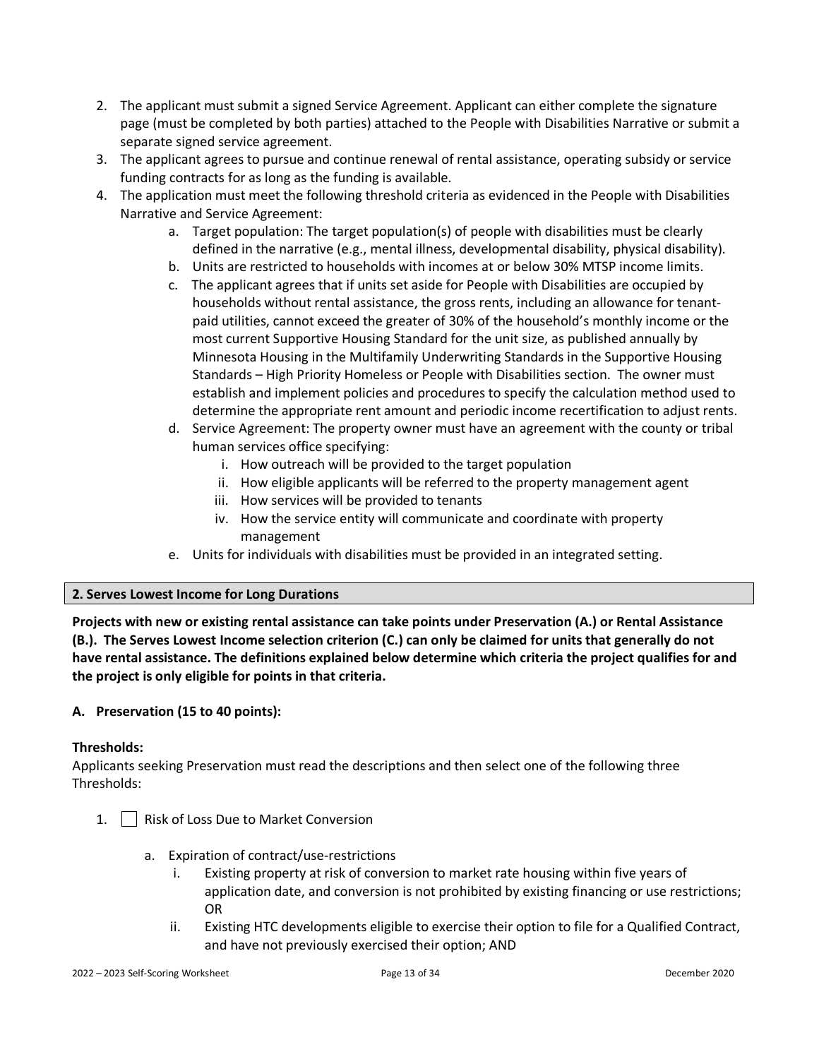2. The applicant must submit a signed Service Agreement. Applicant can either complete the signature page (must be completed by both parties) attached to the People with Disabilities Narrative or submit a separate signed service agreement.
3. The applicant agrees to pursue and continue renewal of rental assistance, operating subsidy or service funding contracts for as long as the funding is available.
4. The application must meet the following threshold criteria as evidenced in the People with Disabilities Narrative and Service Agreement:
    a. Target population: The target population(s) of people with disabilities must be clearly defined in the narrative (e.g., mental illness, developmental disability, physical disability).
    b. Units are restricted to households with incomes at or below 30% MTSP income limits.
    c. The applicant agrees that if units set aside for People with Disabilities are occupied by households without rental assistance, the gross rents, including an allowance for tenant-paid utilities, cannot exceed the greater of 30% of the household's monthly income or the most current Supportive Housing Standard for the unit size, as published annually by Minnesota Housing in the Multifamily Underwriting Standards in the Supportive Housing Standards – High Priority Homeless or People with Disabilities section. The owner must establish and implement policies and procedures to specify the calculation method used to determine the appropriate rent amount and periodic income recertification to adjust rents.
    d. Service Agreement: The property owner must have an agreement with the county or tribal human services office specifying:
        i. How outreach will be provided to the target population
        ii. How eligible applicants will be referred to the property management agent
        iii. How services will be provided to tenants
        iv. How the service entity will communicate and coordinate with property management
    e. Units for individuals with disabilities must be provided in an integrated setting.

## 2. Serves Lowest Income for Long Durations

**Projects with new or existing rental assistance can take points under Preservation (A.) or Rental Assistance (B.). The Serves Lowest Income selection criterion (C.) can only be claimed for units that generally do not have rental assistance. The definitions explained below determine which criteria the project qualifies for and the project is only eligible for points in that criteria.**

### A. Preservation (15 to 40 points):

**Thresholds:**

Applicants seeking Preservation must read the descriptions and then select one of the following three Thresholds:

1. ☐ Risk of Loss Due to Market Conversion
    a. Expiration of contract/use-restrictions
        i. Existing property at risk of conversion to market rate housing within five years of application date, and conversion is not prohibited by existing financing or use restrictions; OR
        ii. Existing HTC developments eligible to exercise their option to file for a Qualified Contract, and have not previously exercised their option; AND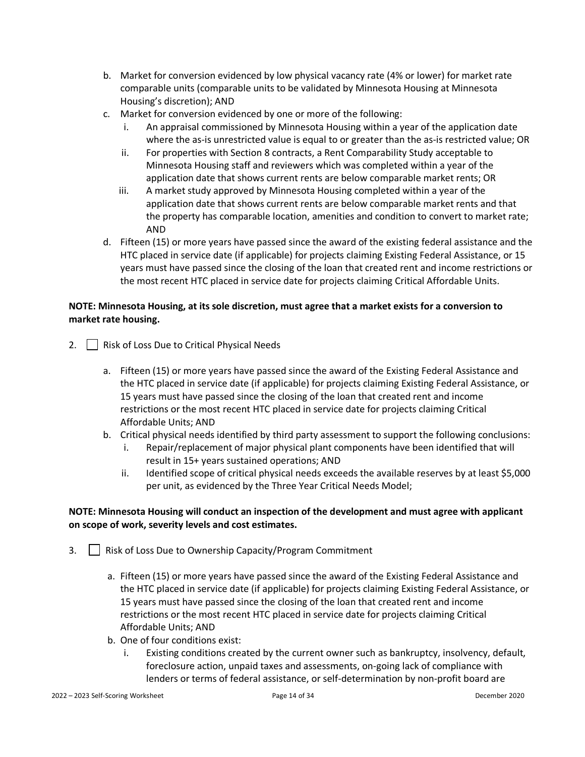b. Market for conversion evidenced by low physical vacancy rate (4% or lower) for market rate comparable units (comparable units to be validated by Minnesota Housing at Minnesota Housing's discretion); AND
c. Market for conversion evidenced by one or more of the following:
   i. An appraisal commissioned by Minnesota Housing within a year of the application date where the as-is unrestricted value is equal to or greater than the as-is restricted value; OR
   ii. For properties with Section 8 contracts, a Rent Comparability Study acceptable to Minnesota Housing staff and reviewers which was completed within a year of the application date that shows current rents are below comparable market rents; OR
   iii. A market study approved by Minnesota Housing completed within a year of the application date that shows current rents are below comparable market rents and that the property has comparable location, amenities and condition to convert to market rate; AND
d. Fifteen (15) or more years have passed since the award of the existing federal assistance and the HTC placed in service date (if applicable) for projects claiming Existing Federal Assistance, or 15 years must have passed since the closing of the loan that created rent and income restrictions or the most recent HTC placed in service date for projects claiming Critical Affordable Units.

**NOTE: Minnesota Housing, at its sole discretion, must agree that a market exists for a conversion to market rate housing.**

2. ☐ Risk of Loss Due to Critical Physical Needs

   a. Fifteen (15) or more years have passed since the award of the Existing Federal Assistance and the HTC placed in service date (if applicable) for projects claiming Existing Federal Assistance, or 15 years must have passed since the closing of the loan that created rent and income restrictions or the most recent HTC placed in service date for projects claiming Critical Affordable Units; AND
   b. Critical physical needs identified by third party assessment to support the following conclusions:
      i. Repair/replacement of major physical plant components have been identified that will result in 15+ years sustained operations; AND
      ii. Identified scope of critical physical needs exceeds the available reserves by at least $5,000 per unit, as evidenced by the Three Year Critical Needs Model;

**NOTE: Minnesota Housing will conduct an inspection of the development and must agree with applicant on scope of work, severity levels and cost estimates.**

3. ☐ Risk of Loss Due to Ownership Capacity/Program Commitment

   a. Fifteen (15) or more years have passed since the award of the Existing Federal Assistance and the HTC placed in service date (if applicable) for projects claiming Existing Federal Assistance, or 15 years must have passed since the closing of the loan that created rent and income restrictions or the most recent HTC placed in service date for projects claiming Critical Affordable Units; AND
   b. One of four conditions exist:
      i. Existing conditions created by the current owner such as bankruptcy, insolvency, default, foreclosure action, unpaid taxes and assessments, on-going lack of compliance with lenders or terms of federal assistance, or self-determination by non-profit board are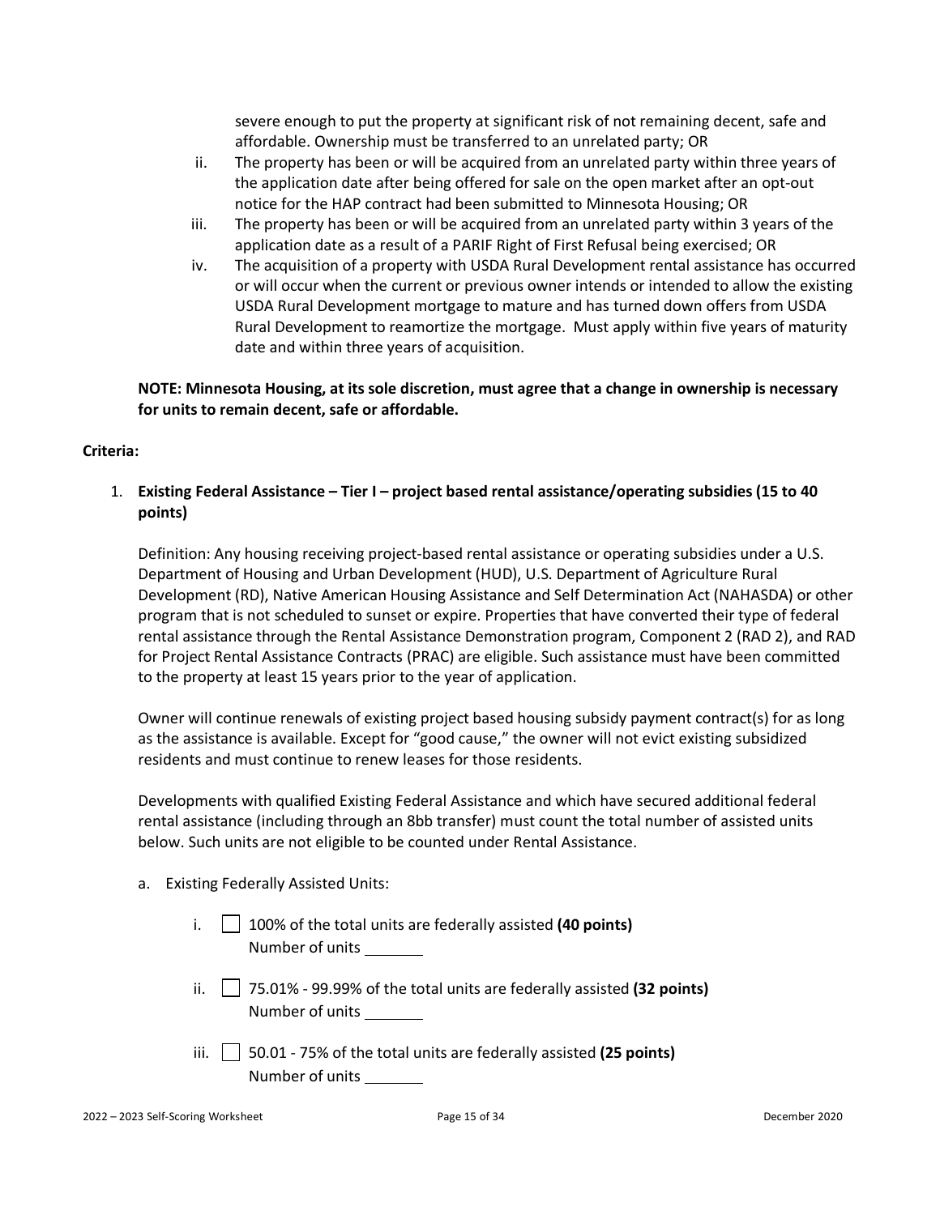severe enough to put the property at significant risk of not remaining decent, safe and affordable. Ownership must be transferred to an unrelated party; OR

ii. The property has been or will be acquired from an unrelated party within three years of the application date after being offered for sale on the open market after an opt-out notice for the HAP contract had been submitted to Minnesota Housing; OR

iii. The property has been or will be acquired from an unrelated party within 3 years of the application date as a result of a PARIF Right of First Refusal being exercised; OR

iv. The acquisition of a property with USDA Rural Development rental assistance has occurred or will occur when the current or previous owner intends or intended to allow the existing USDA Rural Development mortgage to mature and has turned down offers from USDA Rural Development to reamortize the mortgage. Must apply within five years of maturity date and within three years of acquisition.

**NOTE: Minnesota Housing, at its sole discretion, must agree that a change in ownership is necessary for units to remain decent, safe or affordable.**

**Criteria:**

1. **Existing Federal Assistance – Tier I – project based rental assistance/operating subsidies (15 to 40 points)**

   Definition: Any housing receiving project-based rental assistance or operating subsidies under a U.S. Department of Housing and Urban Development (HUD), U.S. Department of Agriculture Rural Development (RD), Native American Housing Assistance and Self Determination Act (NAHASDA) or other program that is not scheduled to sunset or expire. Properties that have converted their type of federal rental assistance through the Rental Assistance Demonstration program, Component 2 (RAD 2), and RAD for Project Rental Assistance Contracts (PRAC) are eligible. Such assistance must have been committed to the property at least 15 years prior to the year of application.

   Owner will continue renewals of existing project based housing subsidy payment contract(s) for as long as the assistance is available. Except for "good cause," the owner will not evict existing subsidized residents and must continue to renew leases for those residents.

   Developments with qualified Existing Federal Assistance and which have secured additional federal rental assistance (including through an 8bb transfer) must count the total number of assisted units below. Such units are not eligible to be counted under Rental Assistance.

   a. Existing Federally Assisted Units:

      i. ☐ 100% of the total units are federally assisted **(40 points)**
      Number of units ________

      ii. ☐ 75.01% - 99.99% of the total units are federally assisted **(32 points)**
      Number of units ________

      iii. ☐ 50.01 - 75% of the total units are federally assisted **(25 points)**
      Number of units ________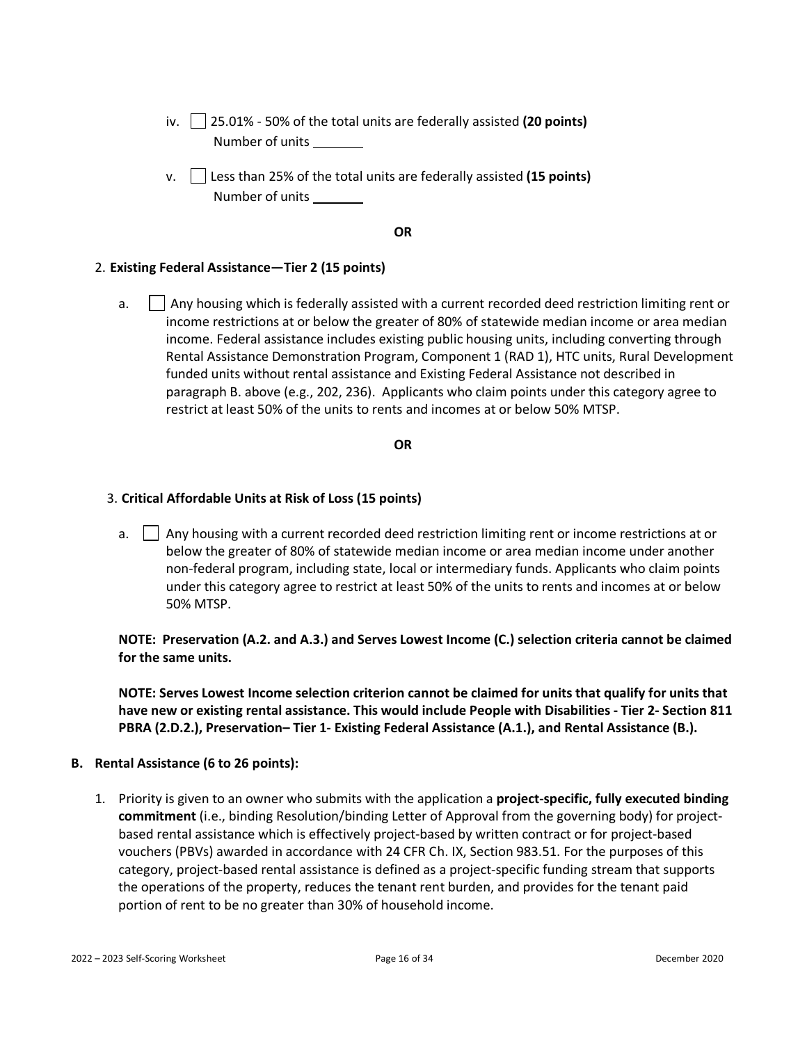iv. ☐ 25.01% - 50% of the total units are federally assisted **(20 points)**
Number of units _______

v. ☐ Less than 25% of the total units are federally assisted **(15 points)**
Number of units _______

**OR**

2. **Existing Federal Assistance—Tier 2 (15 points)**

   a. ☐ Any housing which is federally assisted with a current recorded deed restriction limiting rent or income restrictions at or below the greater of 80% of statewide median income or area median income. Federal assistance includes existing public housing units, including converting through Rental Assistance Demonstration Program, Component 1 (RAD 1), HTC units, Rural Development funded units without rental assistance and Existing Federal Assistance not described in paragraph B. above (e.g., 202, 236). Applicants who claim points under this category agree to restrict at least 50% of the units to rents and incomes at or below 50% MTSP.

**OR**

3. **Critical Affordable Units at Risk of Loss (15 points)**

   a. ☐ Any housing with a current recorded deed restriction limiting rent or income restrictions at or below the greater of 80% of statewide median income or area median income under another non-federal program, including state, local or intermediary funds. Applicants who claim points under this category agree to restrict at least 50% of the units to rents and incomes at or below 50% MTSP.

**NOTE: Preservation (A.2. and A.3.) and Serves Lowest Income (C.) selection criteria cannot be claimed for the same units.**

**NOTE: Serves Lowest Income selection criterion cannot be claimed for units that qualify for units that have new or existing rental assistance. This would include People with Disabilities - Tier 2- Section 811 PBRA (2.D.2.), Preservation– Tier 1- Existing Federal Assistance (A.1.), and Rental Assistance (B.).**

**B. Rental Assistance (6 to 26 points):**

1. Priority is given to an owner who submits with the application a **project-specific, fully executed binding commitment** (i.e., binding Resolution/binding Letter of Approval from the governing body) for project-based rental assistance which is effectively project-based by written contract or for project-based vouchers (PBVs) awarded in accordance with 24 CFR Ch. IX, Section 983.51. For the purposes of this category, project-based rental assistance is defined as a project-specific funding stream that supports the operations of the property, reduces the tenant rent burden, and provides for the tenant paid portion of rent to be no greater than 30% of household income.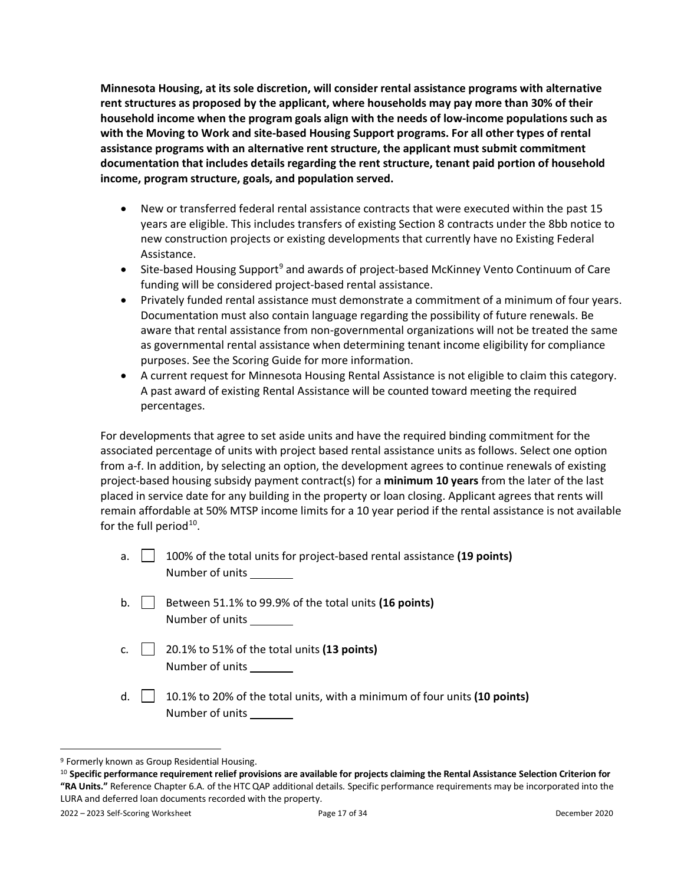**Minnesota Housing, at its sole discretion, will consider rental assistance programs with alternative rent structures as proposed by the applicant, where households may pay more than 30% of their household income when the program goals align with the needs of low-income populations such as with the Moving to Work and site-based Housing Support programs. For all other types of rental assistance programs with an alternative rent structure, the applicant must submit commitment documentation that includes details regarding the rent structure, tenant paid portion of household income, program structure, goals, and population served.**

- New or transferred federal rental assistance contracts that were executed within the past 15 years are eligible. This includes transfers of existing Section 8 contracts under the 8bb notice to new construction projects or existing developments that currently have no Existing Federal Assistance.
- Site-based Housing Support[9] and awards of project-based McKinney Vento Continuum of Care funding will be considered project-based rental assistance.
- Privately funded rental assistance must demonstrate a commitment of a minimum of four years. Documentation must also contain language regarding the possibility of future renewals. Be aware that rental assistance from non-governmental organizations will not be treated the same as governmental rental assistance when determining tenant income eligibility for compliance purposes. See the Scoring Guide for more information.
- A current request for Minnesota Housing Rental Assistance is not eligible to claim this category. A past award of existing Rental Assistance will be counted toward meeting the required percentages.

For developments that agree to set aside units and have the required binding commitment for the associated percentage of units with project based rental assistance units as follows. Select one option from a-f. In addition, by selecting an option, the development agrees to continue renewals of existing project-based housing subsidy payment contract(s) for a **minimum 10 years** from the later of the last placed in service date for any building in the property or loan closing. Applicant agrees that rents will remain affordable at 50% MTSP income limits for a 10 year period if the rental assistance is not available for the full period[10].

a. ☐ 100% of the total units for project-based rental assistance **(19 points)**
Number of units ______

b. ☐ Between 51.1% to 99.9% of the total units **(16 points)**
Number of units ______

c. ☐ 20.1% to 51% of the total units **(13 points)**
Number of units ______

d. ☐ 10.1% to 20% of the total units, with a minimum of four units **(10 points)**
Number of units ______

---

[9] Formerly known as Group Residential Housing.

[10] **Specific performance requirement relief provisions are available for projects claiming the Rental Assistance Selection Criterion for "RA Units."** Reference Chapter 6.A. of the HTC QAP additional details. Specific performance requirements may be incorporated into the LURA and deferred loan documents recorded with the property.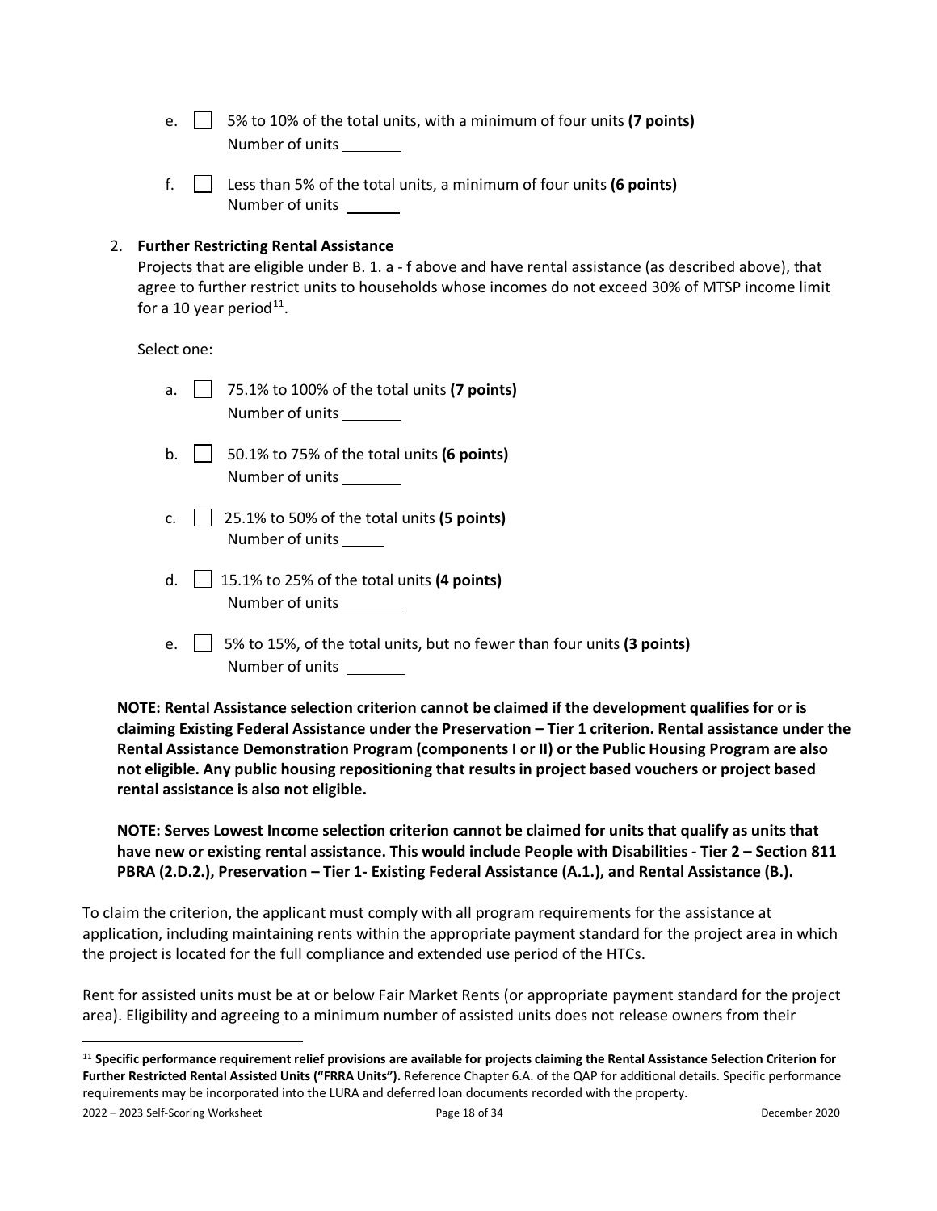e. ☐ 5% to 10% of the total units, with a minimum of four units **(7 points)**
Number of units ________

f. ☐ Less than 5% of the total units, a minimum of four units **(6 points)**
Number of units ________

2. **Further Restricting Rental Assistance**
Projects that are eligible under B. 1. a - f above and have rental assistance (as described above), that agree to further restrict units to households whose incomes do not exceed 30% of MTSP income limit for a 10 year period[11].

Select one:

a. ☐ 75.1% to 100% of the total units **(7 points)**
Number of units ________

b. ☐ 50.1% to 75% of the total units **(6 points)**
Number of units ________

c. ☐ 25.1% to 50% of the total units **(5 points)**
Number of units ______

d. ☐ 15.1% to 25% of the total units **(4 points)**
Number of units ________

e. ☐ 5% to 15%, of the total units, but no fewer than four units **(3 points)**
Number of units ________

**NOTE: Rental Assistance selection criterion cannot be claimed if the development qualifies for or is claiming Existing Federal Assistance under the Preservation – Tier 1 criterion. Rental assistance under the Rental Assistance Demonstration Program (components I or II) or the Public Housing Program are also not eligible. Any public housing repositioning that results in project based vouchers or project based rental assistance is also not eligible.**

**NOTE: Serves Lowest Income selection criterion cannot be claimed for units that qualify as units that have new or existing rental assistance. This would include People with Disabilities - Tier 2 – Section 811 PBRA (2.D.2.), Preservation – Tier 1- Existing Federal Assistance (A.1.), and Rental Assistance (B.).**

To claim the criterion, the applicant must comply with all program requirements for the assistance at application, including maintaining rents within the appropriate payment standard for the project area in which the project is located for the full compliance and extended use period of the HTCs.

Rent for assisted units must be at or below Fair Market Rents (or appropriate payment standard for the project area). Eligibility and agreeing to a minimum number of assisted units does not release owners from their

---

[11] **Specific performance requirement relief provisions are available for projects claiming the Rental Assistance Selection Criterion for Further Restricted Rental Assisted Units ("FRRA Units").** Reference Chapter 6.A. of the QAP for additional details. Specific performance requirements may be incorporated into the LURA and deferred loan documents recorded with the property.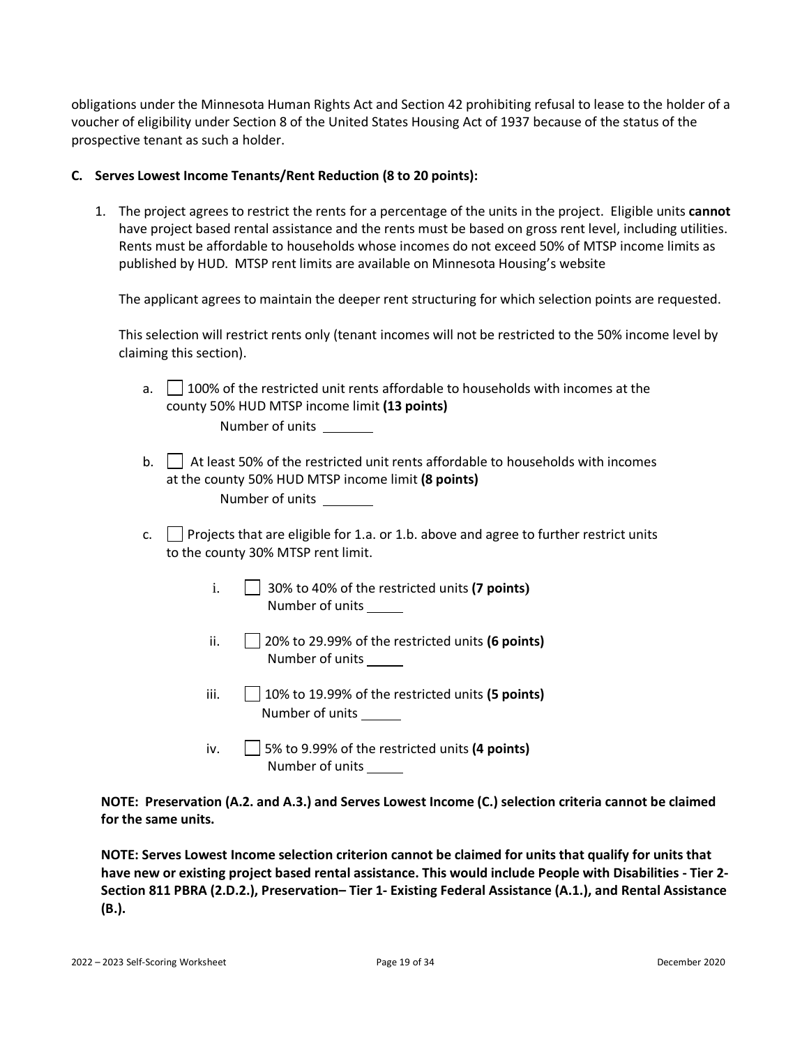obligations under the Minnesota Human Rights Act and Section 42 prohibiting refusal to lease to the holder of a voucher of eligibility under Section 8 of the United States Housing Act of 1937 because of the status of the prospective tenant as such a holder.

**C. Serves Lowest Income Tenants/Rent Reduction (8 to 20 points):**

1. The project agrees to restrict the rents for a percentage of the units in the project. Eligible units **cannot** have project based rental assistance and the rents must be based on gross rent level, including utilities. Rents must be affordable to households whose incomes do not exceed 50% of MTSP income limits as published by HUD. MTSP rent limits are available on Minnesota Housing's website

   The applicant agrees to maintain the deeper rent structuring for which selection points are requested.

   This selection will restrict rents only (tenant incomes will not be restricted to the 50% income level by claiming this section).

   a. ☐ 100% of the restricted unit rents affordable to households with incomes at the county 50% HUD MTSP income limit **(13 points)**
      Number of units ________

   b. ☐ At least 50% of the restricted unit rents affordable to households with incomes at the county 50% HUD MTSP income limit **(8 points)**
      Number of units ________

   c. ☐ Projects that are eligible for 1.a. or 1.b. above and agree to further restrict units to the county 30% MTSP rent limit.

      i. ☐ 30% to 40% of the restricted units **(7 points)**
         Number of units ______

      ii. ☐ 20% to 29.99% of the restricted units **(6 points)**
          Number of units ______

      iii. ☐ 10% to 19.99% of the restricted units **(5 points)**
           Number of units ______

      iv. ☐ 5% to 9.99% of the restricted units **(4 points)**
          Number of units ______

**NOTE: Preservation (A.2. and A.3.) and Serves Lowest Income (C.) selection criteria cannot be claimed for the same units.**

**NOTE: Serves Lowest Income selection criterion cannot be claimed for units that qualify for units that have new or existing project based rental assistance. This would include People with Disabilities - Tier 2- Section 811 PBRA (2.D.2.), Preservation– Tier 1- Existing Federal Assistance (A.1.), and Rental Assistance (B.).**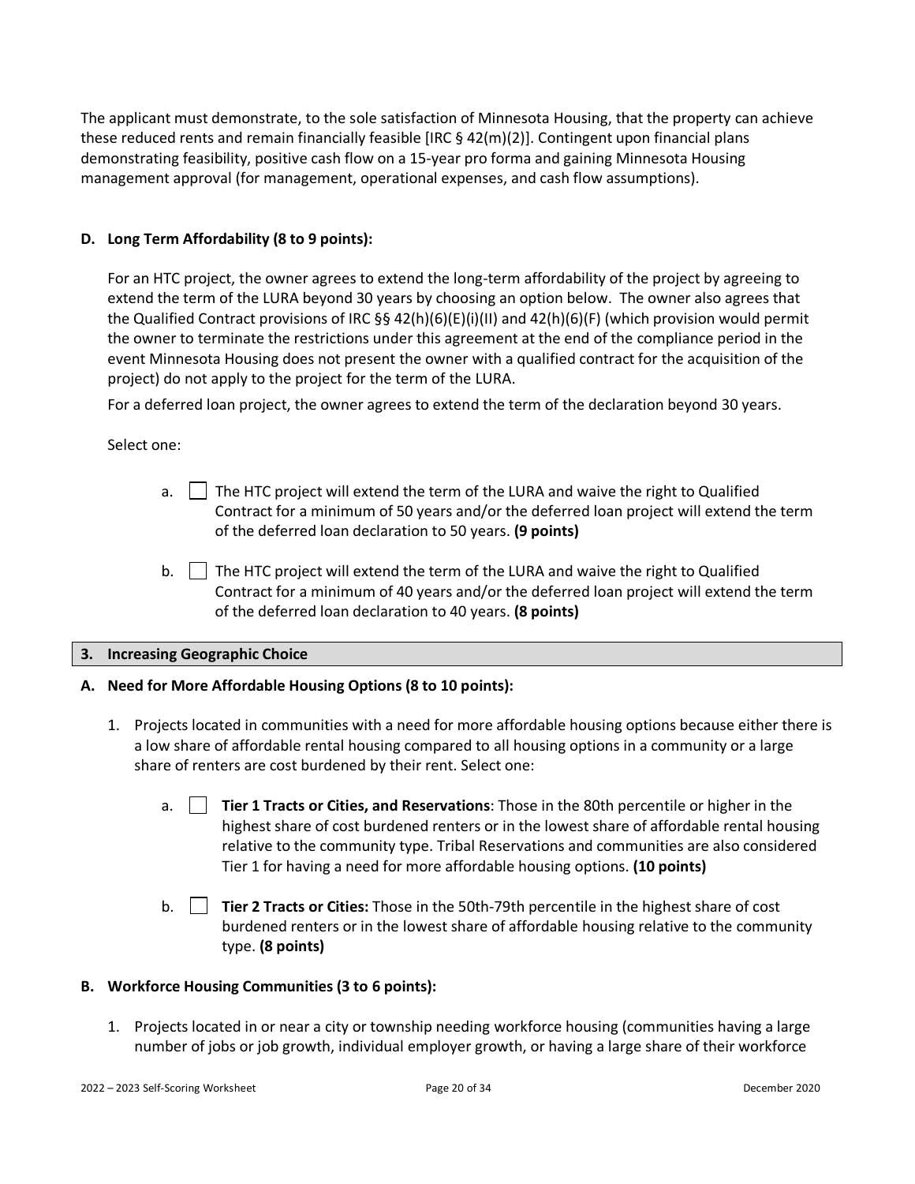The applicant must demonstrate, to the sole satisfaction of Minnesota Housing, that the property can achieve these reduced rents and remain financially feasible [IRC § 42(m)(2)]. Contingent upon financial plans demonstrating feasibility, positive cash flow on a 15-year pro forma and gaining Minnesota Housing management approval (for management, operational expenses, and cash flow assumptions).

**D. Long Term Affordability (8 to 9 points):**

For an HTC project, the owner agrees to extend the long-term affordability of the project by agreeing to extend the term of the LURA beyond 30 years by choosing an option below. The owner also agrees that the Qualified Contract provisions of IRC §§ 42(h)(6)(E)(i)(II) and 42(h)(6)(F) (which provision would permit the owner to terminate the restrictions under this agreement at the end of the compliance period in the event Minnesota Housing does not present the owner with a qualified contract for the acquisition of the project) do not apply to the project for the term of the LURA.

For a deferred loan project, the owner agrees to extend the term of the declaration beyond 30 years.

Select one:

a. ☐ The HTC project will extend the term of the LURA and waive the right to Qualified Contract for a minimum of 50 years and/or the deferred loan project will extend the term of the deferred loan declaration to 50 years. **(9 points)**

b. ☐ The HTC project will extend the term of the LURA and waive the right to Qualified Contract for a minimum of 40 years and/or the deferred loan project will extend the term of the deferred loan declaration to 40 years. **(8 points)**

## 3. Increasing Geographic Choice

**A. Need for More Affordable Housing Options (8 to 10 points):**

1. Projects located in communities with a need for more affordable housing options because either there is a low share of affordable rental housing compared to all housing options in a community or a large share of renters are cost burdened by their rent. Select one:

   a. ☐ **Tier 1 Tracts or Cities, and Reservations**: Those in the 80th percentile or higher in the highest share of cost burdened renters or in the lowest share of affordable rental housing relative to the community type. Tribal Reservations and communities are also considered Tier 1 for having a need for more affordable housing options. **(10 points)**

   b. ☐ **Tier 2 Tracts or Cities:** Those in the 50th-79th percentile in the highest share of cost burdened renters or in the lowest share of affordable housing relative to the community type. **(8 points)**

**B. Workforce Housing Communities (3 to 6 points):**

1. Projects located in or near a city or township needing workforce housing (communities having a large number of jobs or job growth, individual employer growth, or having a large share of their workforce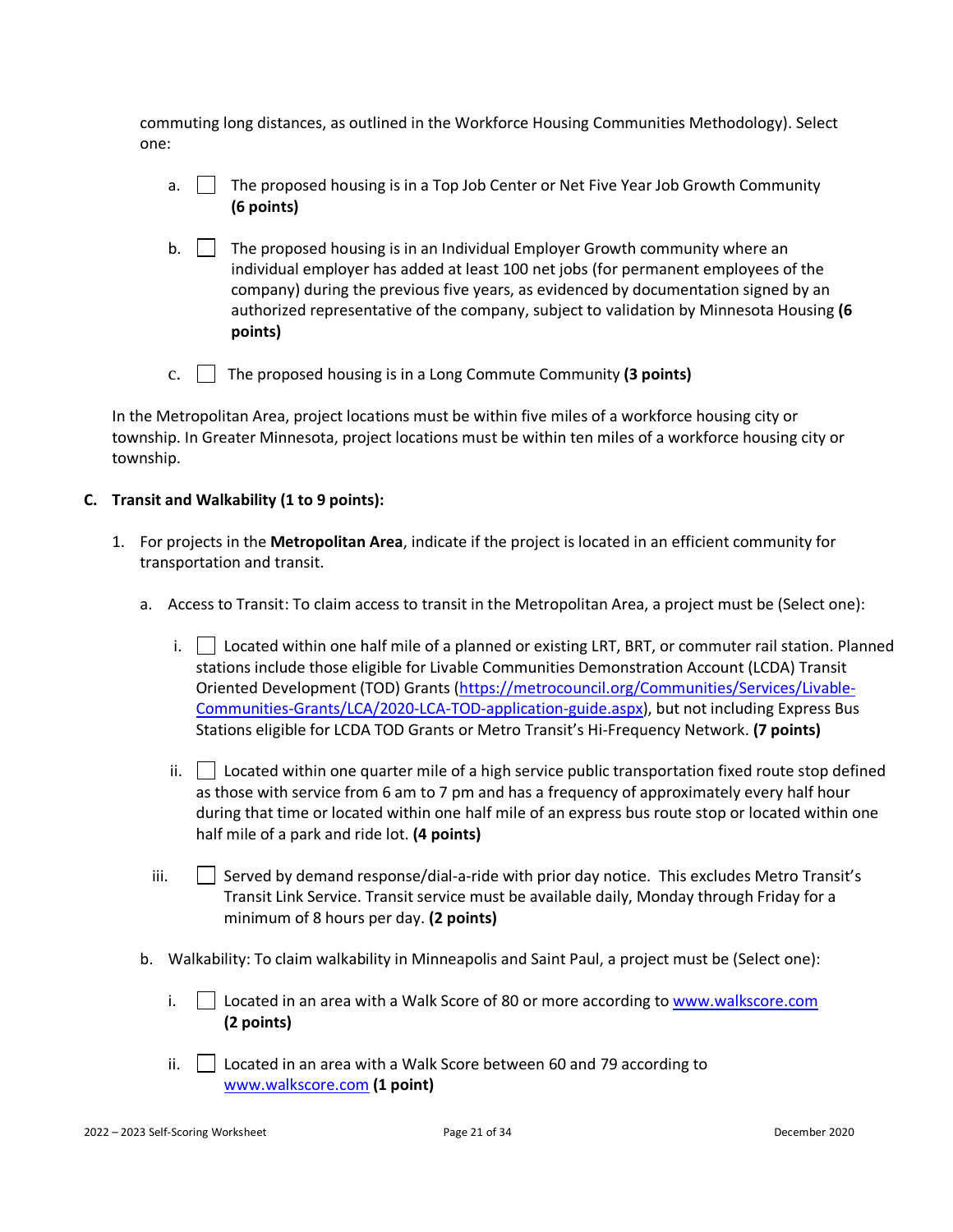commuting long distances, as outlined in the Workforce Housing Communities Methodology). Select one:

a. ☐ The proposed housing is in a Top Job Center or Net Five Year Job Growth Community **(6 points)**

b. ☐ The proposed housing is in an Individual Employer Growth community where an individual employer has added at least 100 net jobs (for permanent employees of the company) during the previous five years, as evidenced by documentation signed by an authorized representative of the company, subject to validation by Minnesota Housing **(6 points)**

c. ☐ The proposed housing is in a Long Commute Community **(3 points)**

In the Metropolitan Area, project locations must be within five miles of a workforce housing city or township. In Greater Minnesota, project locations must be within ten miles of a workforce housing city or township.

**C. Transit and Walkability (1 to 9 points):**

1. For projects in the **Metropolitan Area**, indicate if the project is located in an efficient community for transportation and transit.

   a. Access to Transit: To claim access to transit in the Metropolitan Area, a project must be (Select one):

      i. ☐ Located within one half mile of a planned or existing LRT, BRT, or commuter rail station. Planned stations include those eligible for Livable Communities Demonstration Account (LCDA) Transit Oriented Development (TOD) Grants ([https://metrocouncil.org/Communities/Services/Livable-Communities-Grants/LCA/2020-LCA-TOD-application-guide.aspx](https://metrocouncil.org/Communities/Services/Livable-Communities-Grants/LCA/2020-LCA-TOD-application-guide.aspx)), but not including Express Bus Stations eligible for LCDA TOD Grants or Metro Transit's Hi-Frequency Network. **(7 points)**

      ii. ☐ Located within one quarter mile of a high service public transportation fixed route stop defined as those with service from 6 am to 7 pm and has a frequency of approximately every half hour during that time or located within one half mile of an express bus route stop or located within one half mile of a park and ride lot. **(4 points)**

      iii. ☐ Served by demand response/dial-a-ride with prior day notice. This excludes Metro Transit's Transit Link Service. Transit service must be available daily, Monday through Friday for a minimum of 8 hours per day. **(2 points)**

   b. Walkability: To claim walkability in Minneapolis and Saint Paul, a project must be (Select one):

      i. ☐ Located in an area with a Walk Score of 80 or more according to [www.walkscore.com](http://www.walkscore.com) **(2 points)**

      ii. ☐ Located in an area with a Walk Score between 60 and 79 according to [www.walkscore.com](http://www.walkscore.com) **(1 point)**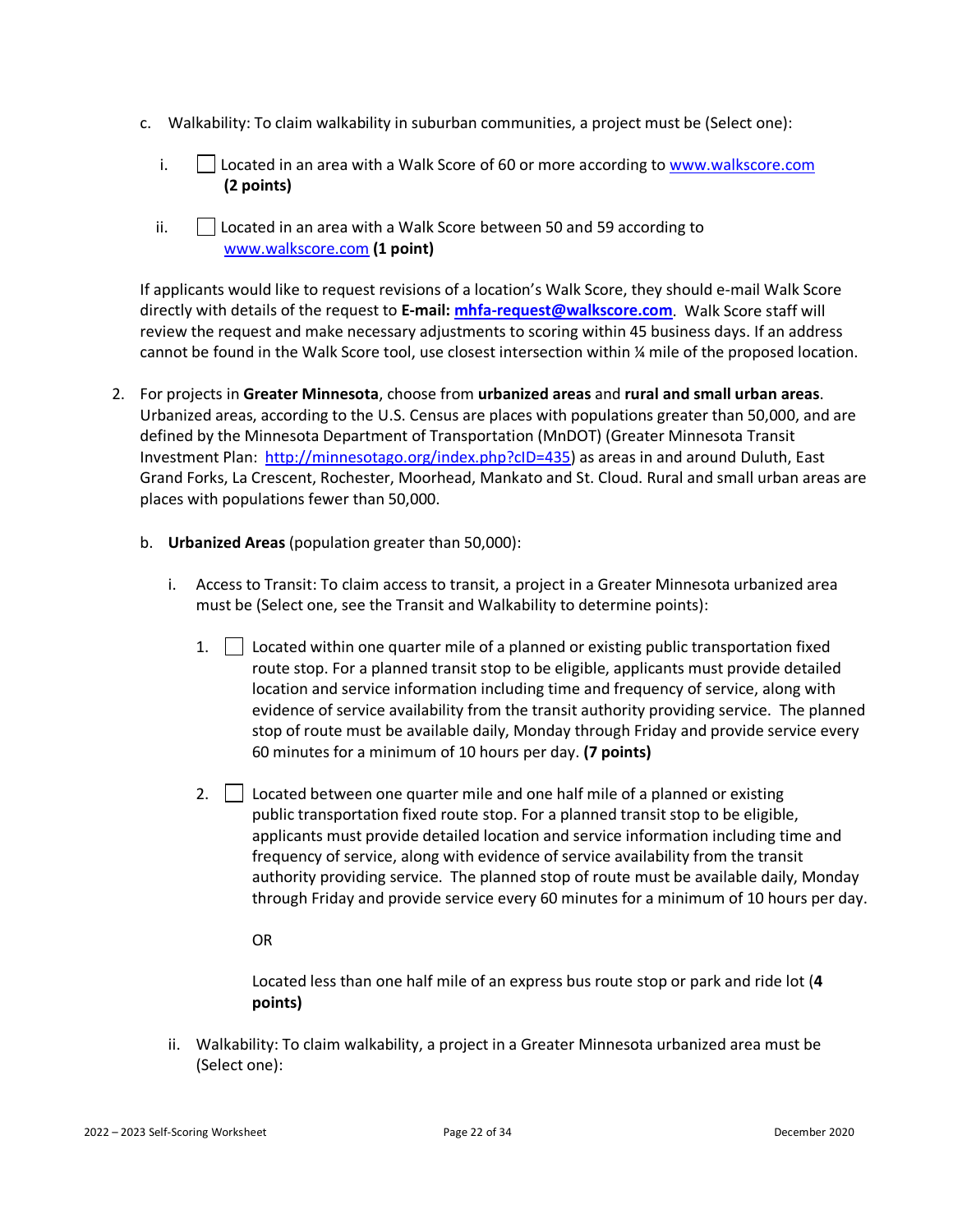c. Walkability: To claim walkability in suburban communities, a project must be (Select one):

   i. ☐ Located in an area with a Walk Score of 60 or more according to [www.walkscore.com](http://www.walkscore.com) **(2 points)**

   ii. ☐ Located in an area with a Walk Score between 50 and 59 according to [www.walkscore.com](http://www.walkscore.com) **(1 point)**

   If applicants would like to request revisions of a location's Walk Score, they should e-mail Walk Score directly with details of the request to **E-mail: [mhfa-request@walkscore.com](mailto:mhfa-request@walkscore.com)**. Walk Score staff will review the request and make necessary adjustments to scoring within 45 business days. If an address cannot be found in the Walk Score tool, use closest intersection within ¼ mile of the proposed location.

2. For projects in **Greater Minnesota**, choose from **urbanized areas** and **rural and small urban areas**. Urbanized areas, according to the U.S. Census are places with populations greater than 50,000, and are defined by the Minnesota Department of Transportation (MnDOT) (Greater Minnesota Transit Investment Plan: [http://minnesotago.org/index.php?cID=435](http://minnesotago.org/index.php?cID=435)) as areas in and around Duluth, East Grand Forks, La Crescent, Rochester, Moorhead, Mankato and St. Cloud. Rural and small urban areas are places with populations fewer than 50,000.

   b. **Urbanized Areas** (population greater than 50,000):

      i. Access to Transit: To claim access to transit, a project in a Greater Minnesota urbanized area must be (Select one, see the Transit and Walkability to determine points):

         1. ☐ Located within one quarter mile of a planned or existing public transportation fixed route stop. For a planned transit stop to be eligible, applicants must provide detailed location and service information including time and frequency of service, along with evidence of service availability from the transit authority providing service. The planned stop of route must be available daily, Monday through Friday and provide service every 60 minutes for a minimum of 10 hours per day. **(7 points)**

         2. ☐ Located between one quarter mile and one half mile of a planned or existing public transportation fixed route stop. For a planned transit stop to be eligible, applicants must provide detailed location and service information including time and frequency of service, along with evidence of service availability from the transit authority providing service. The planned stop of route must be available daily, Monday through Friday and provide service every 60 minutes for a minimum of 10 hours per day.

            OR

            Located less than one half mile of an express bus route stop or park and ride lot (**4 points)**

      ii. Walkability: To claim walkability, a project in a Greater Minnesota urbanized area must be (Select one):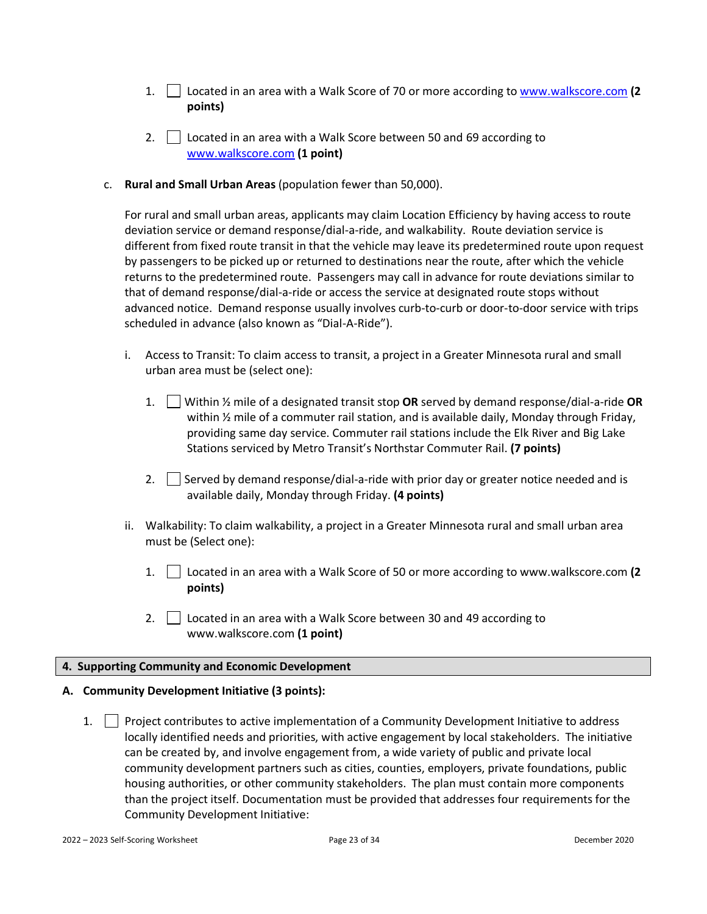1. ☐ Located in an area with a Walk Score of 70 or more according to [www.walkscore.com](http://www.walkscore.com) **(2 points)**

2. ☐ Located in an area with a Walk Score between 50 and 69 according to [www.walkscore.com](http://www.walkscore.com) **(1 point)**

c. **Rural and Small Urban Areas** (population fewer than 50,000).

For rural and small urban areas, applicants may claim Location Efficiency by having access to route deviation service or demand response/dial-a-ride, and walkability. Route deviation service is different from fixed route transit in that the vehicle may leave its predetermined route upon request by passengers to be picked up or returned to destinations near the route, after which the vehicle returns to the predetermined route. Passengers may call in advance for route deviations similar to that of demand response/dial-a-ride or access the service at designated route stops without advanced notice. Demand response usually involves curb-to-curb or door-to-door service with trips scheduled in advance (also known as "Dial-A-Ride").

i. Access to Transit: To claim access to transit, a project in a Greater Minnesota rural and small urban area must be (select one):

1. ☐ Within ½ mile of a designated transit stop **OR** served by demand response/dial-a-ride **OR** within ½ mile of a commuter rail station, and is available daily, Monday through Friday, providing same day service. Commuter rail stations include the Elk River and Big Lake Stations serviced by Metro Transit's Northstar Commuter Rail. **(7 points)**

2. ☐ Served by demand response/dial-a-ride with prior day or greater notice needed and is available daily, Monday through Friday. **(4 points)**

ii. Walkability: To claim walkability, a project in a Greater Minnesota rural and small urban area must be (Select one):

1. ☐ Located in an area with a Walk Score of 50 or more according to www.walkscore.com **(2 points)**

2. ☐ Located in an area with a Walk Score between 30 and 49 according to www.walkscore.com **(1 point)**

## 4. Supporting Community and Economic Development

### A. Community Development Initiative (3 points):

1. ☐ Project contributes to active implementation of a Community Development Initiative to address locally identified needs and priorities, with active engagement by local stakeholders. The initiative can be created by, and involve engagement from, a wide variety of public and private local community development partners such as cities, counties, employers, private foundations, public housing authorities, or other community stakeholders. The plan must contain more components than the project itself. Documentation must be provided that addresses four requirements for the Community Development Initiative: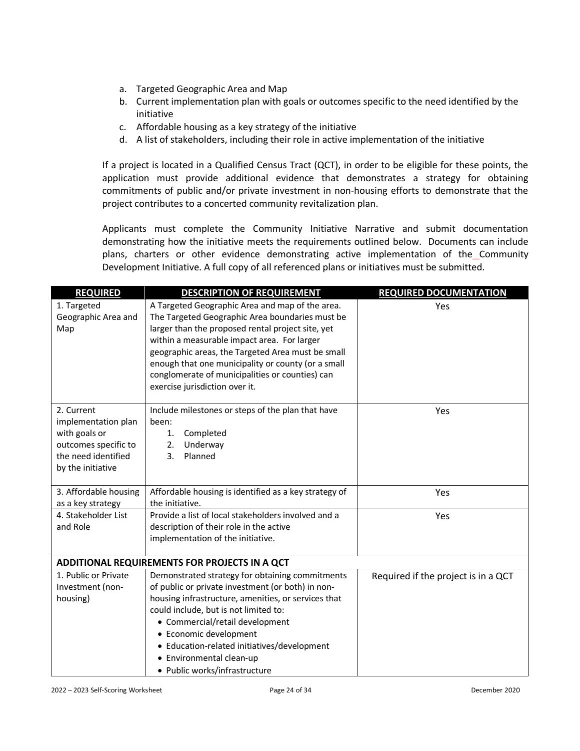a. Targeted Geographic Area and Map
b. Current implementation plan with goals or outcomes specific to the need identified by the initiative
c. Affordable housing as a key strategy of the initiative
d. A list of stakeholders, including their role in active implementation of the initiative

If a project is located in a Qualified Census Tract (QCT), in order to be eligible for these points, the application must provide additional evidence that demonstrates a strategy for obtaining commitments of public and/or private investment in non-housing efforts to demonstrate that the project contributes to a concerted community revitalization plan.

Applicants must complete the Community Initiative Narrative and submit documentation demonstrating how the initiative meets the requirements outlined below. Documents can include plans, charters or other evidence demonstrating active implementation of the_Community Development Initiative. A full copy of all referenced plans or initiatives must be submitted.

| REQUIRED | DESCRIPTION OF REQUIREMENT | REQUIRED DOCUMENTATION |
|---|---|---|
| 1. Targeted Geographic Area and Map | A Targeted Geographic Area and map of the area. The Targeted Geographic Area boundaries must be larger than the proposed rental project site, yet within a measurable impact area. For larger geographic areas, the Targeted Area must be small enough that one municipality or county (or a small conglomerate of municipalities or counties) can exercise jurisdiction over it. | Yes |
| 2. Current implementation plan with goals or outcomes specific to the need identified by the initiative | Include milestones or steps of the plan that have been: 1. Completed 2. Underway 3. Planned | Yes |
| 3. Affordable housing as a key strategy | Affordable housing is identified as a key strategy of the initiative. | Yes |
| 4. Stakeholder List and Role | Provide a list of local stakeholders involved and a description of their role in the active implementation of the initiative. | Yes |
| **ADDITIONAL REQUIREMENTS FOR PROJECTS IN A QCT** | | |
| 1. Public or Private Investment (non-housing) | Demonstrated strategy for obtaining commitments of public or private investment (or both) in non-housing infrastructure, amenities, or services that could include, but is not limited to: • Commercial/retail development • Economic development • Education-related initiatives/development • Environmental clean-up • Public works/infrastructure | Required if the project is in a QCT |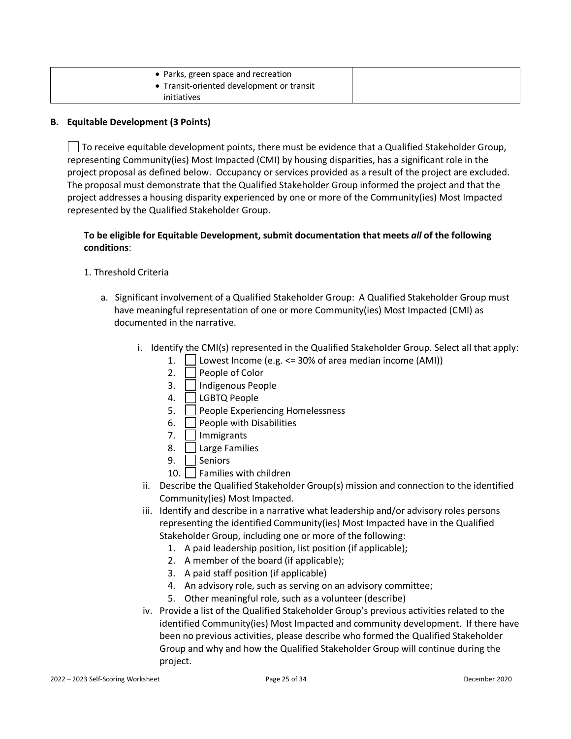| | • Parks, green space and recreation<br>• Transit-oriented development or transit initiatives | |
|---|---|---|

**B. Equitable Development (3 Points)**

☐ To receive equitable development points, there must be evidence that a Qualified Stakeholder Group, representing Community(ies) Most Impacted (CMI) by housing disparities, has a significant role in the project proposal as defined below. Occupancy or services provided as a result of the project are excluded. The proposal must demonstrate that the Qualified Stakeholder Group informed the project and that the project addresses a housing disparity experienced by one or more of the Community(ies) Most Impacted represented by the Qualified Stakeholder Group.

**To be eligible for Equitable Development, submit documentation that meets *all* of the following conditions**:

1. Threshold Criteria

   a. Significant involvement of a Qualified Stakeholder Group: A Qualified Stakeholder Group must have meaningful representation of one or more Community(ies) Most Impacted (CMI) as documented in the narrative.

      i. Identify the CMI(s) represented in the Qualified Stakeholder Group. Select all that apply:
         1. ☐ Lowest Income (e.g. <= 30% of area median income (AMI))
         2. ☐ People of Color
         3. ☐ Indigenous People
         4. ☐ LGBTQ People
         5. ☐ People Experiencing Homelessness
         6. ☐ People with Disabilities
         7. ☐ Immigrants
         8. ☐ Large Families
         9. ☐ Seniors
         10. ☐ Families with children

      ii. Describe the Qualified Stakeholder Group(s) mission and connection to the identified Community(ies) Most Impacted.

      iii. Identify and describe in a narrative what leadership and/or advisory roles persons representing the identified Community(ies) Most Impacted have in the Qualified Stakeholder Group, including one or more of the following:
         1. A paid leadership position, list position (if applicable);
         2. A member of the board (if applicable);
         3. A paid staff position (if applicable)
         4. An advisory role, such as serving on an advisory committee;
         5. Other meaningful role, such as a volunteer (describe)

      iv. Provide a list of the Qualified Stakeholder Group's previous activities related to the identified Community(ies) Most Impacted and community development. If there have been no previous activities, please describe who formed the Qualified Stakeholder Group and why and how the Qualified Stakeholder Group will continue during the project.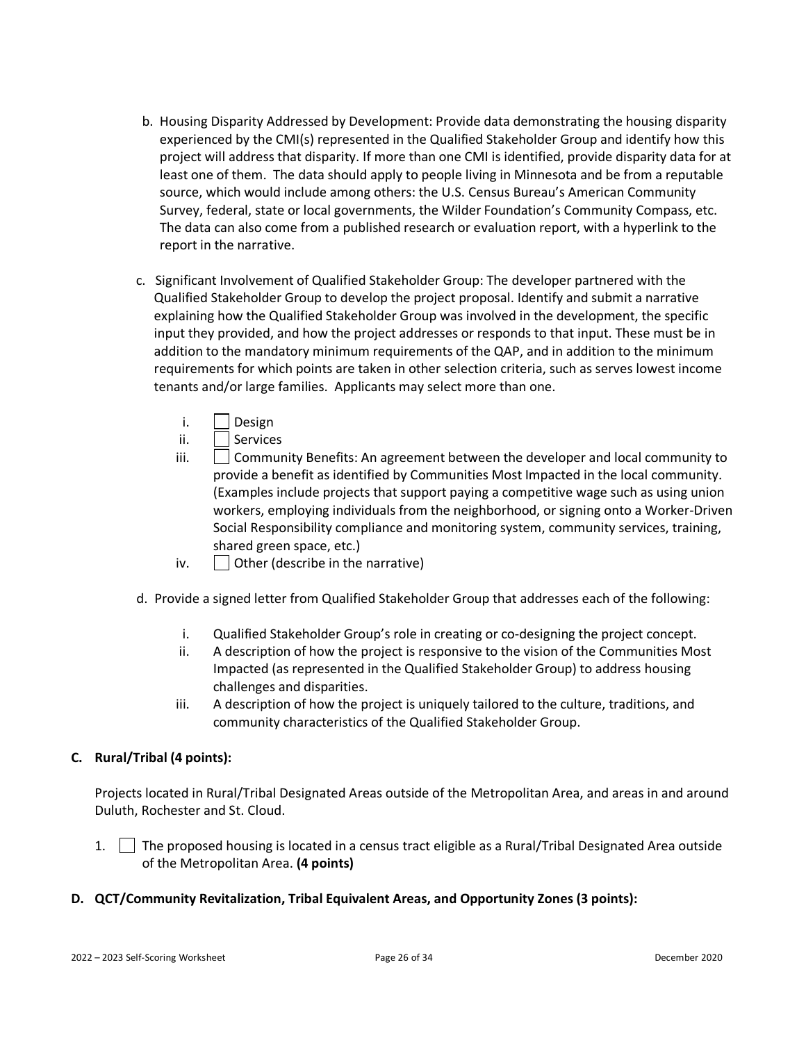b. Housing Disparity Addressed by Development: Provide data demonstrating the housing disparity experienced by the CMI(s) represented in the Qualified Stakeholder Group and identify how this project will address that disparity. If more than one CMI is identified, provide disparity data for at least one of them. The data should apply to people living in Minnesota and be from a reputable source, which would include among others: the U.S. Census Bureau's American Community Survey, federal, state or local governments, the Wilder Foundation's Community Compass, etc. The data can also come from a published research or evaluation report, with a hyperlink to the report in the narrative.

c. Significant Involvement of Qualified Stakeholder Group: The developer partnered with the Qualified Stakeholder Group to develop the project proposal. Identify and submit a narrative explaining how the Qualified Stakeholder Group was involved in the development, the specific input they provided, and how the project addresses or responds to that input. These must be in addition to the mandatory minimum requirements of the QAP, and in addition to the minimum requirements for which points are taken in other selection criteria, such as serves lowest income tenants and/or large families. Applicants may select more than one.

   i. ☐ Design
   ii. ☐ Services
   iii. ☐ Community Benefits: An agreement between the developer and local community to provide a benefit as identified by Communities Most Impacted in the local community. (Examples include projects that support paying a competitive wage such as using union workers, employing individuals from the neighborhood, or signing onto a Worker-Driven Social Responsibility compliance and monitoring system, community services, training, shared green space, etc.)
   iv. ☐ Other (describe in the narrative)

d. Provide a signed letter from Qualified Stakeholder Group that addresses each of the following:

   i. Qualified Stakeholder Group's role in creating or co-designing the project concept.
   ii. A description of how the project is responsive to the vision of the Communities Most Impacted (as represented in the Qualified Stakeholder Group) to address housing challenges and disparities.
   iii. A description of how the project is uniquely tailored to the culture, traditions, and community characteristics of the Qualified Stakeholder Group.

### C. Rural/Tribal (4 points):

Projects located in Rural/Tribal Designated Areas outside of the Metropolitan Area, and areas in and around Duluth, Rochester and St. Cloud.

1. ☐ The proposed housing is located in a census tract eligible as a Rural/Tribal Designated Area outside of the Metropolitan Area. **(4 points)**

### D. QCT/Community Revitalization, Tribal Equivalent Areas, and Opportunity Zones (3 points):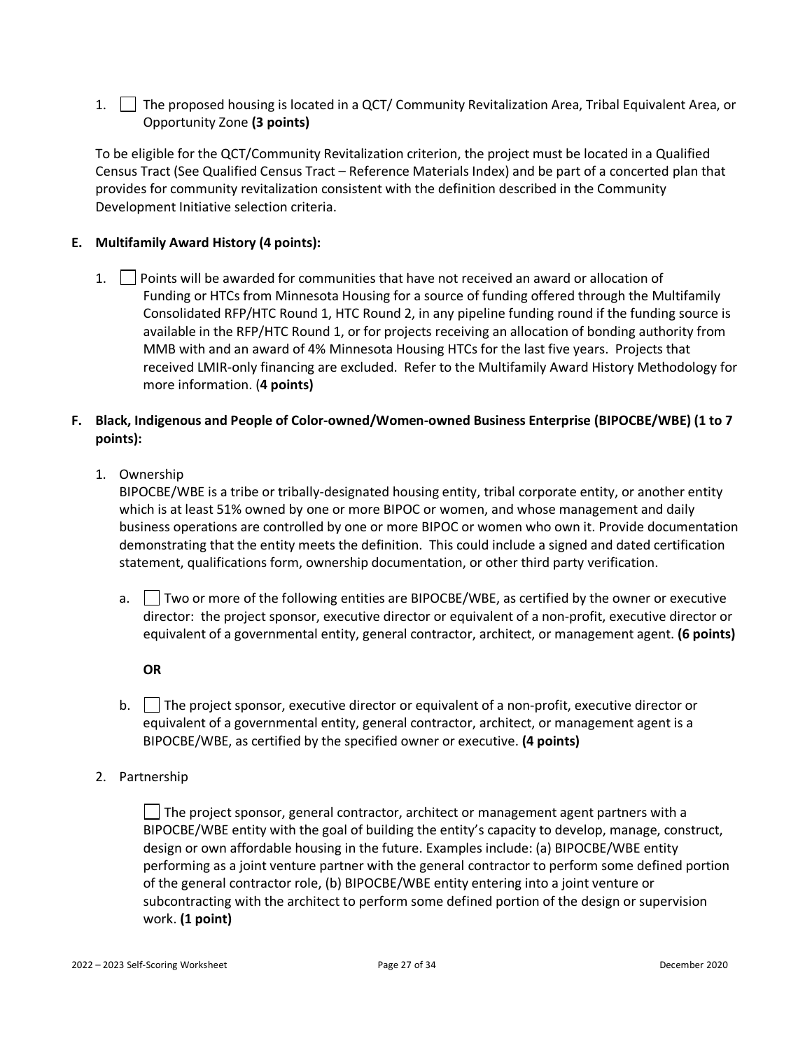1. ☐ The proposed housing is located in a QCT/ Community Revitalization Area, Tribal Equivalent Area, or Opportunity Zone **(3 points)**

To be eligible for the QCT/Community Revitalization criterion, the project must be located in a Qualified Census Tract (See Qualified Census Tract – Reference Materials Index) and be part of a concerted plan that provides for community revitalization consistent with the definition described in the Community Development Initiative selection criteria.

**E. Multifamily Award History (4 points):**

1. ☐ Points will be awarded for communities that have not received an award or allocation of Funding or HTCs from Minnesota Housing for a source of funding offered through the Multifamily Consolidated RFP/HTC Round 1, HTC Round 2, in any pipeline funding round if the funding source is available in the RFP/HTC Round 1, or for projects receiving an allocation of bonding authority from MMB with and an award of 4% Minnesota Housing HTCs for the last five years. Projects that received LMIR-only financing are excluded. Refer to the Multifamily Award History Methodology for more information. (**4 points)**

**F. Black, Indigenous and People of Color-owned/Women-owned Business Enterprise (BIPOCBE/WBE) (1 to 7 points):**

1. Ownership

   BIPOCBE/WBE is a tribe or tribally-designated housing entity, tribal corporate entity, or another entity which is at least 51% owned by one or more BIPOC or women, and whose management and daily business operations are controlled by one or more BIPOC or women who own it. Provide documentation demonstrating that the entity meets the definition. This could include a signed and dated certification statement, qualifications form, ownership documentation, or other third party verification.

   a. ☐ Two or more of the following entities are BIPOCBE/WBE, as certified by the owner or executive director: the project sponsor, executive director or equivalent of a non-profit, executive director or equivalent of a governmental entity, general contractor, architect, or management agent. **(6 points)**

   **OR**

   b. ☐ The project sponsor, executive director or equivalent of a non-profit, executive director or equivalent of a governmental entity, general contractor, architect, or management agent is a BIPOCBE/WBE, as certified by the specified owner or executive. **(4 points)**

2. Partnership

   ☐ The project sponsor, general contractor, architect or management agent partners with a BIPOCBE/WBE entity with the goal of building the entity's capacity to develop, manage, construct, design or own affordable housing in the future. Examples include: (a) BIPOCBE/WBE entity performing as a joint venture partner with the general contractor to perform some defined portion of the general contractor role, (b) BIPOCBE/WBE entity entering into a joint venture or subcontracting with the architect to perform some defined portion of the design or supervision work. **(1 point)**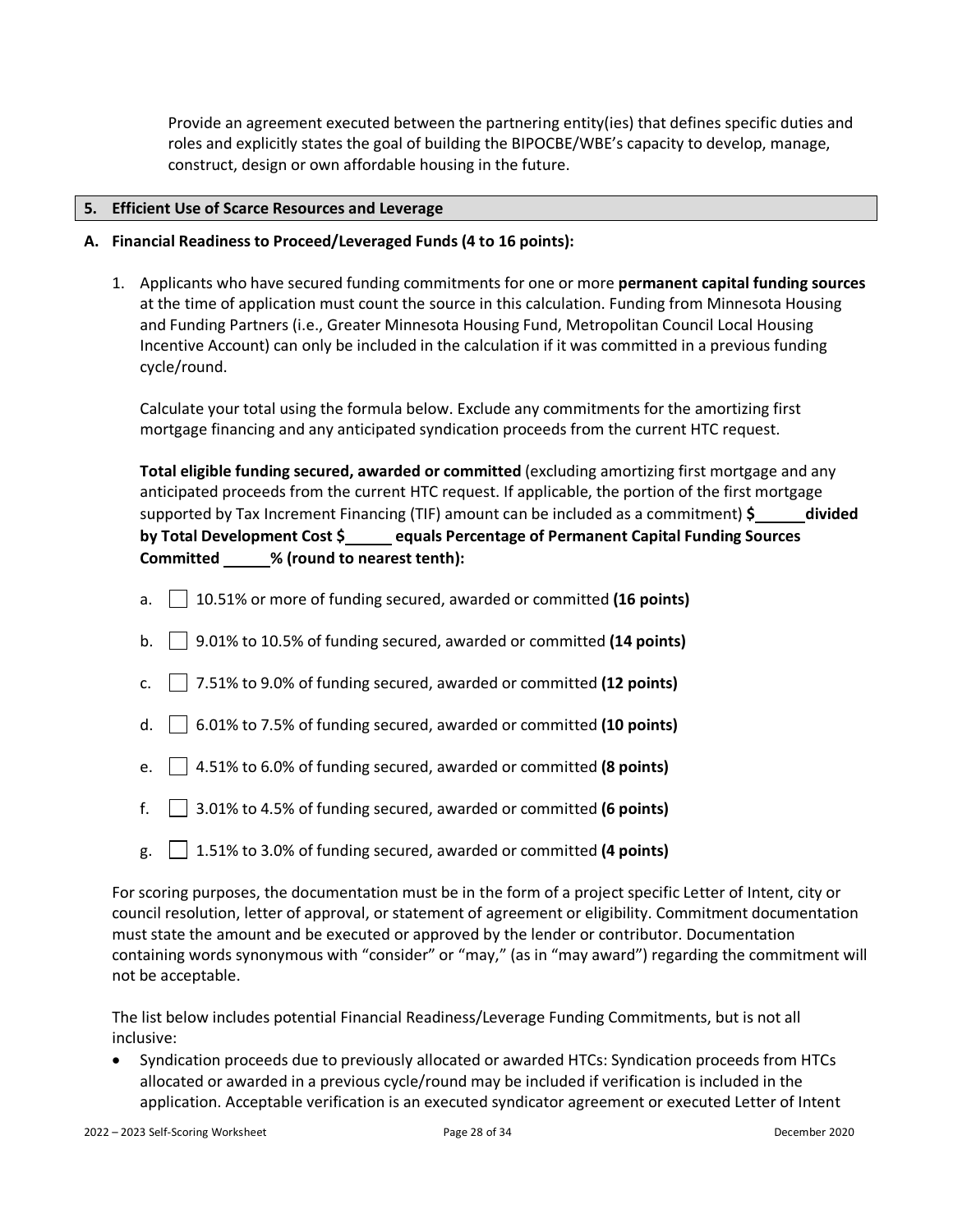Provide an agreement executed between the partnering entity(ies) that defines specific duties and roles and explicitly states the goal of building the BIPOCBE/WBE's capacity to develop, manage, construct, design or own affordable housing in the future.

## 5. Efficient Use of Scarce Resources and Leverage

### A. Financial Readiness to Proceed/Leveraged Funds (4 to 16 points):

1. Applicants who have secured funding commitments for one or more **permanent capital funding sources** at the time of application must count the source in this calculation. Funding from Minnesota Housing and Funding Partners (i.e., Greater Minnesota Housing Fund, Metropolitan Council Local Housing Incentive Account) can only be included in the calculation if it was committed in a previous funding cycle/round.

   Calculate your total using the formula below. Exclude any commitments for the amortizing first mortgage financing and any anticipated syndication proceeds from the current HTC request.

   **Total eligible funding secured, awarded or committed** (excluding amortizing first mortgage and any anticipated proceeds from the current HTC request. If applicable, the portion of the first mortgage supported by Tax Increment Financing (TIF) amount can be included as a commitment) **$\_\_\_\_\_ divided by Total Development Cost $\_\_\_\_\_ equals Percentage of Permanent Capital Funding Sources Committed \_\_\_\_\_% (round to nearest tenth):**

   a. ☐ 10.51% or more of funding secured, awarded or committed **(16 points)**

   b. ☐ 9.01% to 10.5% of funding secured, awarded or committed **(14 points)**

   c. ☐ 7.51% to 9.0% of funding secured, awarded or committed **(12 points)**

   d. ☐ 6.01% to 7.5% of funding secured, awarded or committed **(10 points)**

   e. ☐ 4.51% to 6.0% of funding secured, awarded or committed **(8 points)**

   f. ☐ 3.01% to 4.5% of funding secured, awarded or committed **(6 points)**

   g. ☐ 1.51% to 3.0% of funding secured, awarded or committed **(4 points)**

For scoring purposes, the documentation must be in the form of a project specific Letter of Intent, city or council resolution, letter of approval, or statement of agreement or eligibility. Commitment documentation must state the amount and be executed or approved by the lender or contributor. Documentation containing words synonymous with "consider" or "may," (as in "may award") regarding the commitment will not be acceptable.

The list below includes potential Financial Readiness/Leverage Funding Commitments, but is not all inclusive:

- Syndication proceeds due to previously allocated or awarded HTCs: Syndication proceeds from HTCs allocated or awarded in a previous cycle/round may be included if verification is included in the application. Acceptable verification is an executed syndicator agreement or executed Letter of Intent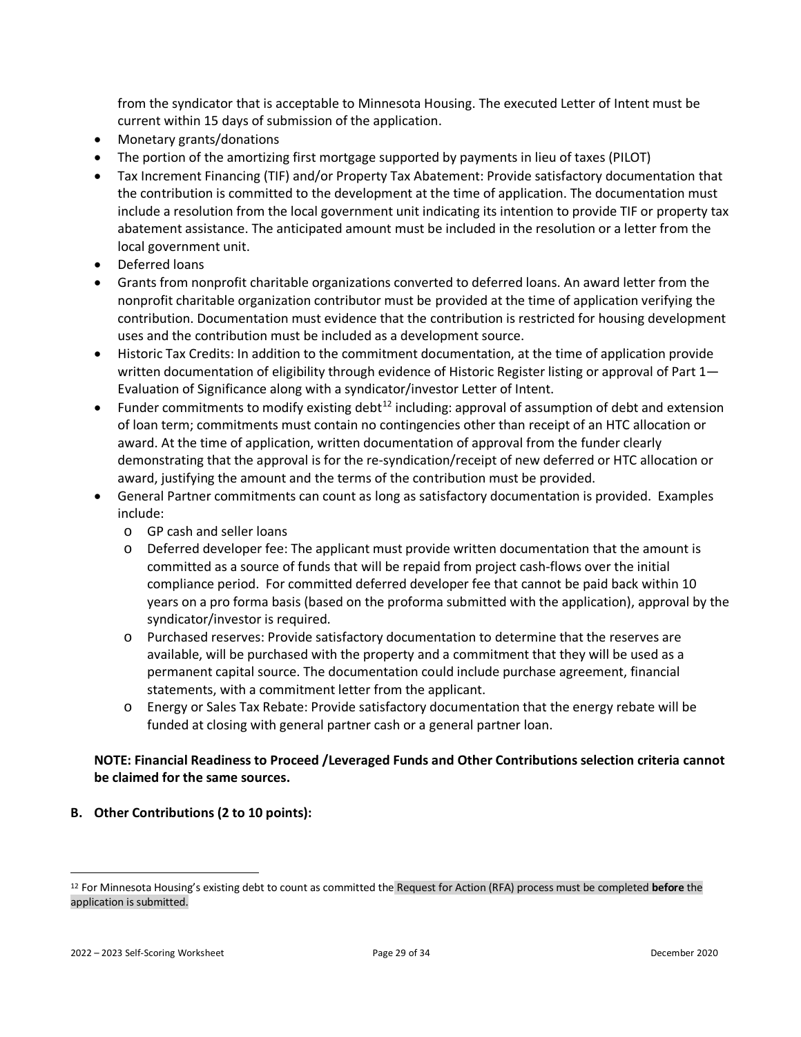from the syndicator that is acceptable to Minnesota Housing. The executed Letter of Intent must be current within 15 days of submission of the application.

- Monetary grants/donations
- The portion of the amortizing first mortgage supported by payments in lieu of taxes (PILOT)
- Tax Increment Financing (TIF) and/or Property Tax Abatement: Provide satisfactory documentation that the contribution is committed to the development at the time of application. The documentation must include a resolution from the local government unit indicating its intention to provide TIF or property tax abatement assistance. The anticipated amount must be included in the resolution or a letter from the local government unit.
- Deferred loans
- Grants from nonprofit charitable organizations converted to deferred loans. An award letter from the nonprofit charitable organization contributor must be provided at the time of application verifying the contribution. Documentation must evidence that the contribution is restricted for housing development uses and the contribution must be included as a development source.
- Historic Tax Credits: In addition to the commitment documentation, at the time of application provide written documentation of eligibility through evidence of Historic Register listing or approval of Part 1—Evaluation of Significance along with a syndicator/investor Letter of Intent.
- Funder commitments to modify existing debt[12] including: approval of assumption of debt and extension of loan term; commitments must contain no contingencies other than receipt of an HTC allocation or award. At the time of application, written documentation of approval from the funder clearly demonstrating that the approval is for the re-syndication/receipt of new deferred or HTC allocation or award, justifying the amount and the terms of the contribution must be provided.
- General Partner commitments can count as long as satisfactory documentation is provided. Examples include:
  - GP cash and seller loans
  - Deferred developer fee: The applicant must provide written documentation that the amount is committed as a source of funds that will be repaid from project cash-flows over the initial compliance period. For committed deferred developer fee that cannot be paid back within 10 years on a pro forma basis (based on the proforma submitted with the application), approval by the syndicator/investor is required.
  - Purchased reserves: Provide satisfactory documentation to determine that the reserves are available, will be purchased with the property and a commitment that they will be used as a permanent capital source. The documentation could include purchase agreement, financial statements, with a commitment letter from the applicant.
  - Energy or Sales Tax Rebate: Provide satisfactory documentation that the energy rebate will be funded at closing with general partner cash or a general partner loan.

**NOTE: Financial Readiness to Proceed /Leveraged Funds and Other Contributions selection criteria cannot be claimed for the same sources.**

**B. Other Contributions (2 to 10 points):**

---

[12] For Minnesota Housing's existing debt to count as committed the Request for Action (RFA) process must be completed **before** the application is submitted.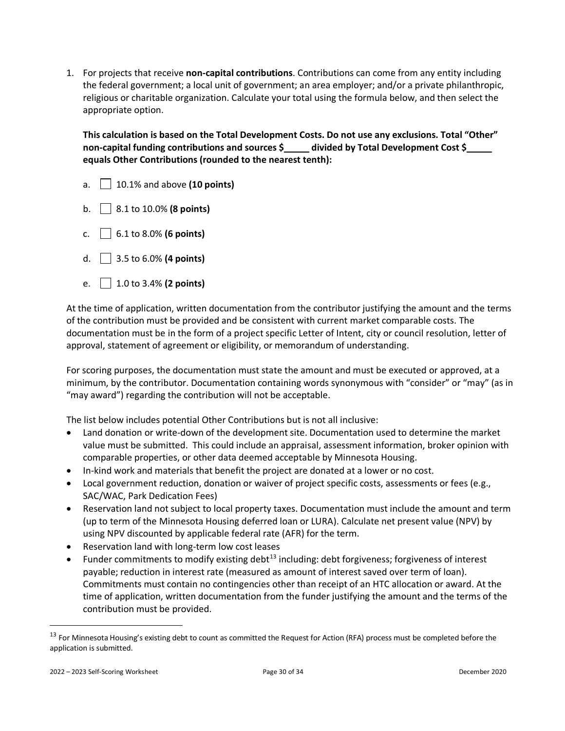1. For projects that receive **non-capital contributions**. Contributions can come from any entity including the federal government; a local unit of government; an area employer; and/or a private philanthropic, religious or charitable organization. Calculate your total using the formula below, and then select the appropriate option.

   **This calculation is based on the Total Development Costs. Do not use any exclusions. Total "Other" non-capital funding contributions and sources $\_\_\_\_\_ divided by Total Development Cost $\_\_\_\_\_ equals Other Contributions (rounded to the nearest tenth):**

   a. ☐ 10.1% and above **(10 points)**

   b. ☐ 8.1 to 10.0% **(8 points)**

   c. ☐ 6.1 to 8.0% **(6 points)**

   d. ☐ 3.5 to 6.0% **(4 points)**

   e. ☐ 1.0 to 3.4% **(2 points)**

   At the time of application, written documentation from the contributor justifying the amount and the terms of the contribution must be provided and be consistent with current market comparable costs. The documentation must be in the form of a project specific Letter of Intent, city or council resolution, letter of approval, statement of agreement or eligibility, or memorandum of understanding.

   For scoring purposes, the documentation must state the amount and must be executed or approved, at a minimum, by the contributor. Documentation containing words synonymous with "consider" or "may" (as in "may award") regarding the contribution will not be acceptable.

   The list below includes potential Other Contributions but is not all inclusive:

   - Land donation or write-down of the development site. Documentation used to determine the market value must be submitted. This could include an appraisal, assessment information, broker opinion with comparable properties, or other data deemed acceptable by Minnesota Housing.
   - In-kind work and materials that benefit the project are donated at a lower or no cost.
   - Local government reduction, donation or waiver of project specific costs, assessments or fees (e.g., SAC/WAC, Park Dedication Fees)
   - Reservation land not subject to local property taxes. Documentation must include the amount and term (up to term of the Minnesota Housing deferred loan or LURA). Calculate net present value (NPV) by using NPV discounted by applicable federal rate (AFR) for the term.
   - Reservation land with long-term low cost leases
   - Funder commitments to modify existing debt[13] including: debt forgiveness; forgiveness of interest payable; reduction in interest rate (measured as amount of interest saved over term of loan). Commitments must contain no contingencies other than receipt of an HTC allocation or award. At the time of application, written documentation from the funder justifying the amount and the terms of the contribution must be provided.

[13] For Minnesota Housing's existing debt to count as committed the Request for Action (RFA) process must be completed before the application is submitted.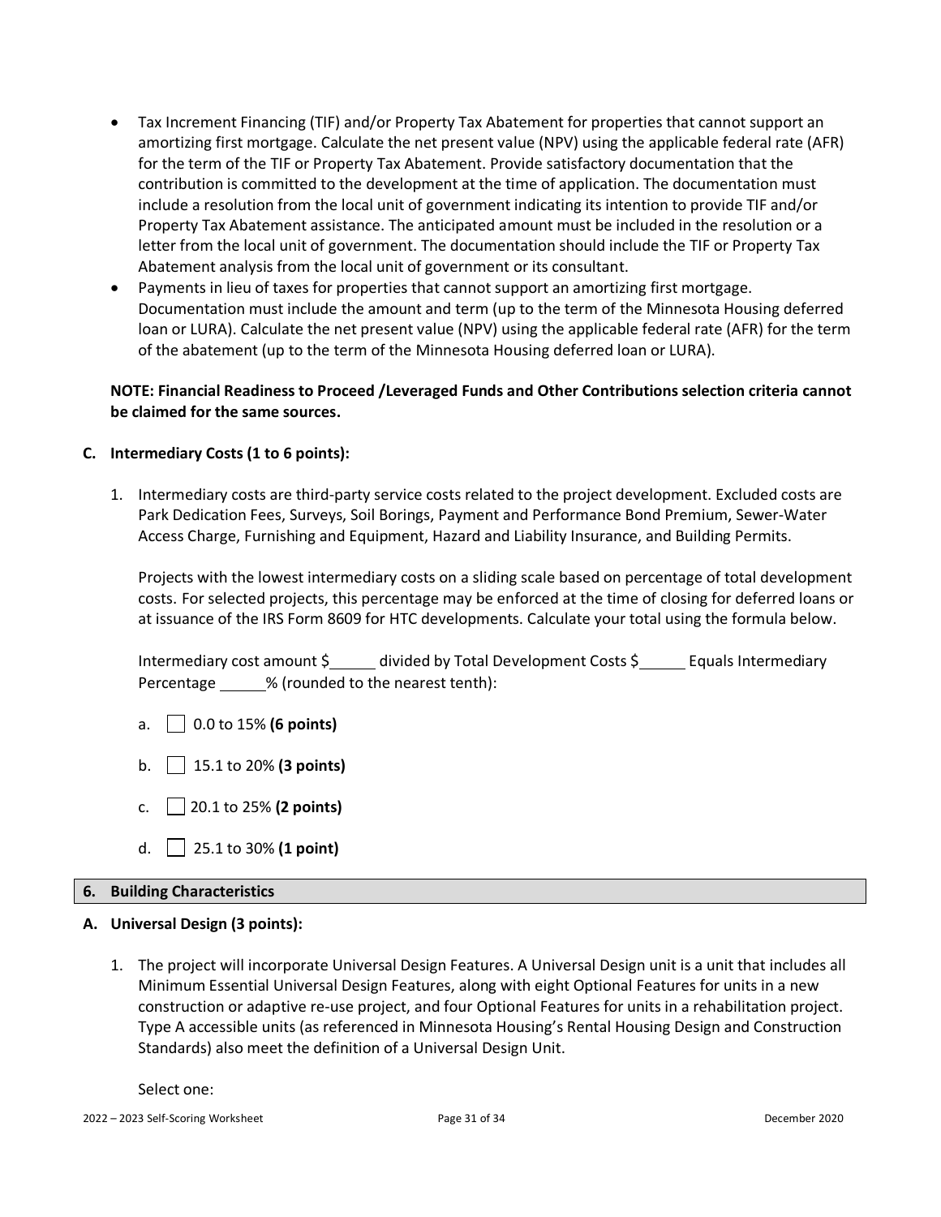- Tax Increment Financing (TIF) and/or Property Tax Abatement for properties that cannot support an amortizing first mortgage. Calculate the net present value (NPV) using the applicable federal rate (AFR) for the term of the TIF or Property Tax Abatement. Provide satisfactory documentation that the contribution is committed to the development at the time of application. The documentation must include a resolution from the local unit of government indicating its intention to provide TIF and/or Property Tax Abatement assistance. The anticipated amount must be included in the resolution or a letter from the local unit of government. The documentation should include the TIF or Property Tax Abatement analysis from the local unit of government or its consultant.
- Payments in lieu of taxes for properties that cannot support an amortizing first mortgage. Documentation must include the amount and term (up to the term of the Minnesota Housing deferred loan or LURA). Calculate the net present value (NPV) using the applicable federal rate (AFR) for the term of the abatement (up to the term of the Minnesota Housing deferred loan or LURA).

**NOTE: Financial Readiness to Proceed /Leveraged Funds and Other Contributions selection criteria cannot be claimed for the same sources.**

### C. Intermediary Costs (1 to 6 points):

1. Intermediary costs are third-party service costs related to the project development. Excluded costs are Park Dedication Fees, Surveys, Soil Borings, Payment and Performance Bond Premium, Sewer-Water Access Charge, Furnishing and Equipment, Hazard and Liability Insurance, and Building Permits.

   Projects with the lowest intermediary costs on a sliding scale based on percentage of total development costs. For selected projects, this percentage may be enforced at the time of closing for deferred loans or at issuance of the IRS Form 8609 for HTC developments. Calculate your total using the formula below.

   Intermediary cost amount $\_\_\_\_\_ divided by Total Development Costs $\_\_\_\_\_ Equals Intermediary Percentage \_\_\_\_\_% (rounded to the nearest tenth):

   a. ☐ 0.0 to 15% **(6 points)**

   b. ☐ 15.1 to 20% **(3 points)**

   c. ☐ 20.1 to 25% **(2 points)**

   d. ☐ 25.1 to 30% **(1 point)**

## 6. Building Characteristics

### A. Universal Design (3 points):

1. The project will incorporate Universal Design Features. A Universal Design unit is a unit that includes all Minimum Essential Universal Design Features, along with eight Optional Features for units in a new construction or adaptive re-use project, and four Optional Features for units in a rehabilitation project. Type A accessible units (as referenced in Minnesota Housing's Rental Housing Design and Construction Standards) also meet the definition of a Universal Design Unit.

   Select one: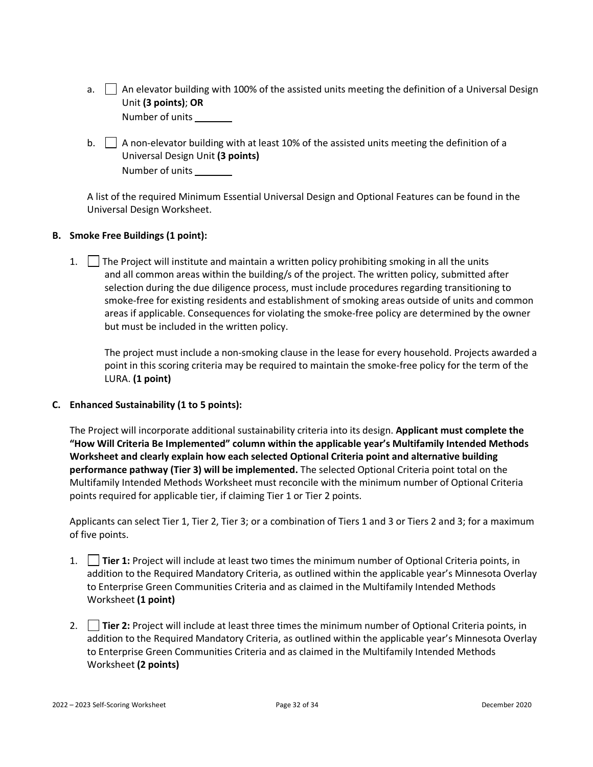a. ☐ An elevator building with 100% of the assisted units meeting the definition of a Universal Design Unit **(3 points)**; **OR**
   Number of units _______

b. ☐ A non-elevator building with at least 10% of the assisted units meeting the definition of a Universal Design Unit **(3 points)**
   Number of units _______

A list of the required Minimum Essential Universal Design and Optional Features can be found in the Universal Design Worksheet.

**B. Smoke Free Buildings (1 point):**

1. ☐ The Project will institute and maintain a written policy prohibiting smoking in all the units and all common areas within the building/s of the project. The written policy, submitted after selection during the due diligence process, must include procedures regarding transitioning to smoke-free for existing residents and establishment of smoking areas outside of units and common areas if applicable. Consequences for violating the smoke-free policy are determined by the owner but must be included in the written policy.

   The project must include a non-smoking clause in the lease for every household. Projects awarded a point in this scoring criteria may be required to maintain the smoke-free policy for the term of the LURA. **(1 point)**

**C. Enhanced Sustainability (1 to 5 points):**

The Project will incorporate additional sustainability criteria into its design. **Applicant must complete the "How Will Criteria Be Implemented" column within the applicable year's Multifamily Intended Methods Worksheet and clearly explain how each selected Optional Criteria point and alternative building performance pathway (Tier 3) will be implemented.** The selected Optional Criteria point total on the Multifamily Intended Methods Worksheet must reconcile with the minimum number of Optional Criteria points required for applicable tier, if claiming Tier 1 or Tier 2 points.

Applicants can select Tier 1, Tier 2, Tier 3; or a combination of Tiers 1 and 3 or Tiers 2 and 3; for a maximum of five points.

1. ☐ **Tier 1:** Project will include at least two times the minimum number of Optional Criteria points, in addition to the Required Mandatory Criteria, as outlined within the applicable year's Minnesota Overlay to Enterprise Green Communities Criteria and as claimed in the Multifamily Intended Methods Worksheet **(1 point)**

2. ☐ **Tier 2:** Project will include at least three times the minimum number of Optional Criteria points, in addition to the Required Mandatory Criteria, as outlined within the applicable year's Minnesota Overlay to Enterprise Green Communities Criteria and as claimed in the Multifamily Intended Methods Worksheet **(2 points)**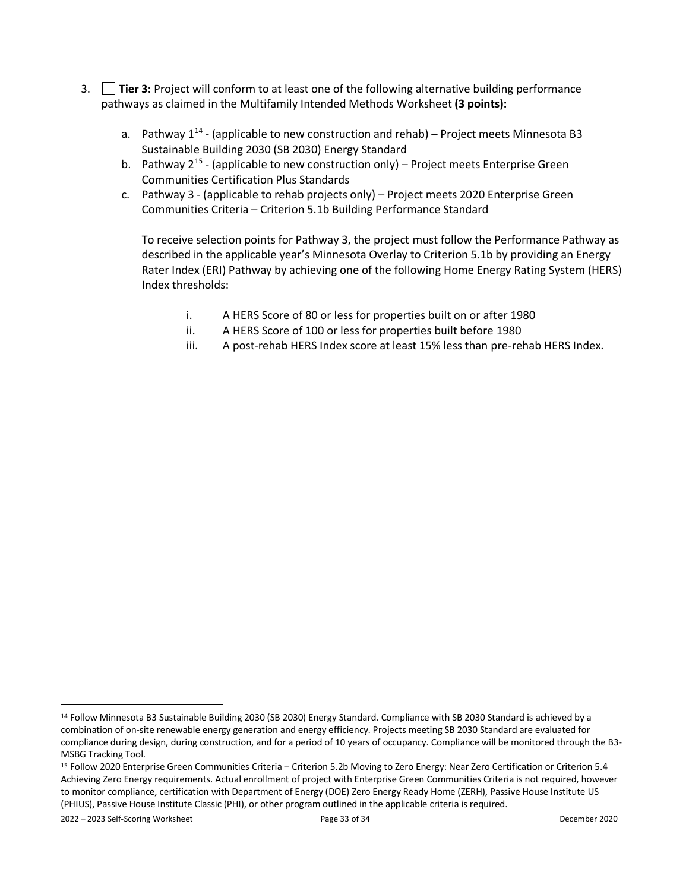3. ☐ **Tier 3:** Project will conform to at least one of the following alternative building performance pathways as claimed in the Multifamily Intended Methods Worksheet **(3 points):**

    a. Pathway 1[14] - (applicable to new construction and rehab) – Project meets Minnesota B3 Sustainable Building 2030 (SB 2030) Energy Standard

    b. Pathway 2[15] - (applicable to new construction only) – Project meets Enterprise Green Communities Certification Plus Standards

    c. Pathway 3 - (applicable to rehab projects only) – Project meets 2020 Enterprise Green Communities Criteria – Criterion 5.1b Building Performance Standard

    To receive selection points for Pathway 3, the project must follow the Performance Pathway as described in the applicable year's Minnesota Overlay to Criterion 5.1b by providing an Energy Rater Index (ERI) Pathway by achieving one of the following Home Energy Rating System (HERS) Index thresholds:

    i. A HERS Score of 80 or less for properties built on or after 1980

    ii. A HERS Score of 100 or less for properties built before 1980

    iii. A post-rehab HERS Index score at least 15% less than pre-rehab HERS Index.

---

[14] Follow Minnesota B3 Sustainable Building 2030 (SB 2030) Energy Standard. Compliance with SB 2030 Standard is achieved by a combination of on-site renewable energy generation and energy efficiency. Projects meeting SB 2030 Standard are evaluated for compliance during design, during construction, and for a period of 10 years of occupancy. Compliance will be monitored through the B3-MSBG Tracking Tool.

[15] Follow 2020 Enterprise Green Communities Criteria – Criterion 5.2b Moving to Zero Energy: Near Zero Certification or Criterion 5.4 Achieving Zero Energy requirements. Actual enrollment of project with Enterprise Green Communities Criteria is not required, however to monitor compliance, certification with Department of Energy (DOE) Zero Energy Ready Home (ZERH), Passive House Institute US (PHIUS), Passive House Institute Classic (PHI), or other program outlined in the applicable criteria is required.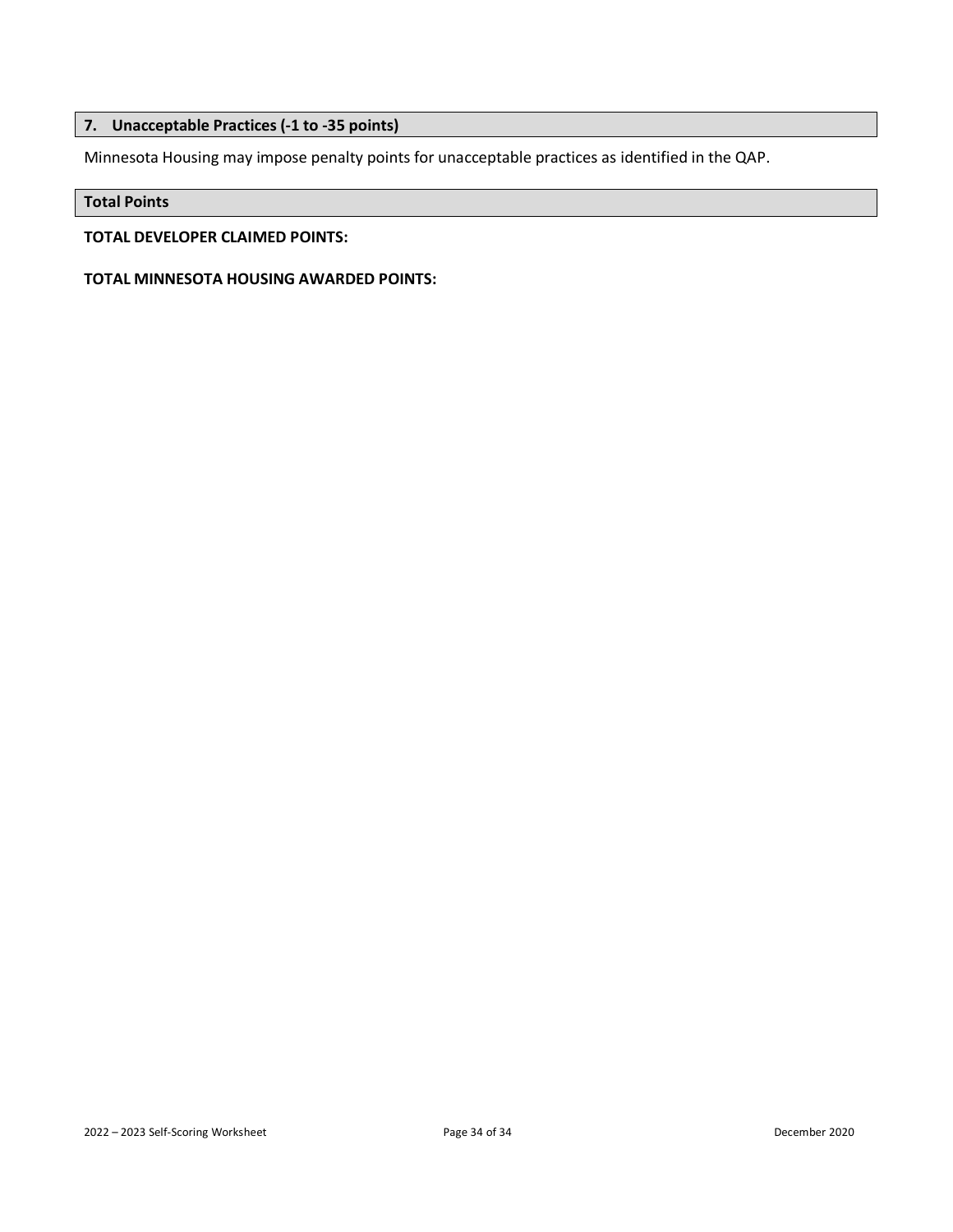## 7. Unacceptable Practices (-1 to -35 points)

Minnesota Housing may impose penalty points for unacceptable practices as identified in the QAP.

## Total Points

**TOTAL DEVELOPER CLAIMED POINTS:**

**TOTAL MINNESOTA HOUSING AWARDED POINTS:**